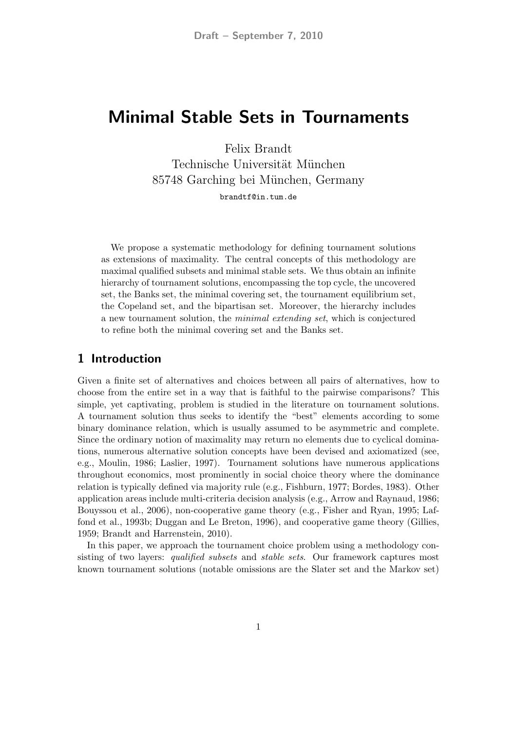# Minimal Stable Sets in Tournaments

Felix Brandt
Technische Universität München
85748 Garching bei München, Germany

brandtf@in.tum.de

We propose a systematic methodology for defining tournament solutions as extensions of maximality. The central concepts of this methodology are maximal qualified subsets and minimal stable sets. We thus obtain an infinite hierarchy of tournament solutions, encompassing the top cycle, the uncovered set, the Banks set, the minimal covering set, the tournament equilibrium set, the Copeland set, and the bipartisan set. Moreover, the hierarchy includes a new tournament solution, the *minimal extending set*, which is conjectured to refine both the minimal covering set and the Banks set.

## 1 Introduction

Given a finite set of alternatives and choices between all pairs of alternatives, how to choose from the entire set in a way that is faithful to the pairwise comparisons? This simple, yet captivating, problem is studied in the literature on tournament solutions. A tournament solution thus seeks to identify the "best" elements according to some binary dominance relation, which is usually assumed to be asymmetric and complete. Since the ordinary notion of maximality may return no elements due to cyclical dominations, numerous alternative solution concepts have been devised and axiomatized (see, e.g., Moulin, 1986; Laslier, 1997). Tournament solutions have numerous applications throughout economics, most prominently in social choice theory where the dominance relation is typically defined via majority rule (e.g., Fishburn, 1977; Bordes, 1983). Other application areas include multi-criteria decision analysis (e.g., Arrow and Raynaud, 1986; Bouyssou et al., 2006), non-cooperative game theory (e.g., Fisher and Ryan, 1995; Laffond et al., 1993b; Duggan and Le Breton, 1996), and cooperative game theory (Gillies, 1959; Brandt and Harrenstein, 2010).

In this paper, we approach the tournament choice problem using a methodology consisting of two layers: *qualified subsets* and *stable sets*. Our framework captures most known tournament solutions (notable omissions are the Slater set and the Markov set)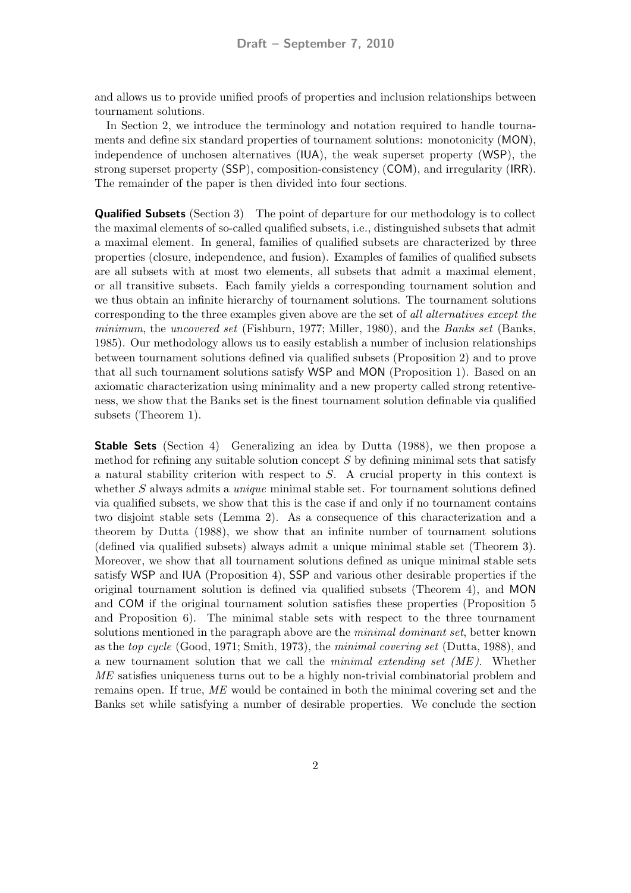and allows us to provide unified proofs of properties and inclusion relationships between tournament solutions.

In Section 2, we introduce the terminology and notation required to handle tournaments and define six standard properties of tournament solutions: monotonicity (MON), independence of unchosen alternatives (IUA), the weak superset property (WSP), the strong superset property (SSP), composition-consistency (COM), and irregularity (IRR). The remainder of the paper is then divided into four sections.

**Qualified Subsets** (Section 3) The point of departure for our methodology is to collect the maximal elements of so-called qualified subsets, i.e., distinguished subsets that admit a maximal element. In general, families of qualified subsets are characterized by three properties (closure, independence, and fusion). Examples of families of qualified subsets are all subsets with at most two elements, all subsets that admit a maximal element, or all transitive subsets. Each family yields a corresponding tournament solution and we thus obtain an infinite hierarchy of tournament solutions. The tournament solutions corresponding to the three examples given above are the set of *all alternatives except the minimum*, the *uncovered set* (Fishburn, 1977; Miller, 1980), and the *Banks set* (Banks, 1985). Our methodology allows us to easily establish a number of inclusion relationships between tournament solutions defined via qualified subsets (Proposition 2) and to prove that all such tournament solutions satisfy WSP and MON (Proposition 1). Based on an axiomatic characterization using minimality and a new property called strong retentiveness, we show that the Banks set is the finest tournament solution definable via qualified subsets (Theorem 1).

**Stable Sets** (Section 4) Generalizing an idea by Dutta (1988), we then propose a method for refining any suitable solution concept $S$ by defining minimal sets that satisfy a natural stability criterion with respect to $S$. A crucial property in this context is whether $S$ always admits a *unique* minimal stable set. For tournament solutions defined via qualified subsets, we show that this is the case if and only if no tournament contains two disjoint stable sets (Lemma 2). As a consequence of this characterization and a theorem by Dutta (1988), we show that an infinite number of tournament solutions (defined via qualified subsets) always admit a unique minimal stable set (Theorem 3). Moreover, we show that all tournament solutions defined as unique minimal stable sets satisfy WSP and IUA (Proposition 4), SSP and various other desirable properties if the original tournament solution is defined via qualified subsets (Theorem 4), and MON and COM if the original tournament solution satisfies these properties (Proposition 5 and Proposition 6). The minimal stable sets with respect to the three tournament solutions mentioned in the paragraph above are the *minimal dominant set*, better known as the *top cycle* (Good, 1971; Smith, 1973), the *minimal covering set* (Dutta, 1988), and a new tournament solution that we call the *minimal extending set (ME)*. Whether *ME* satisfies uniqueness turns out to be a highly non-trivial combinatorial problem and remains open. If true, *ME* would be contained in both the minimal covering set and the Banks set while satisfying a number of desirable properties. We conclude the section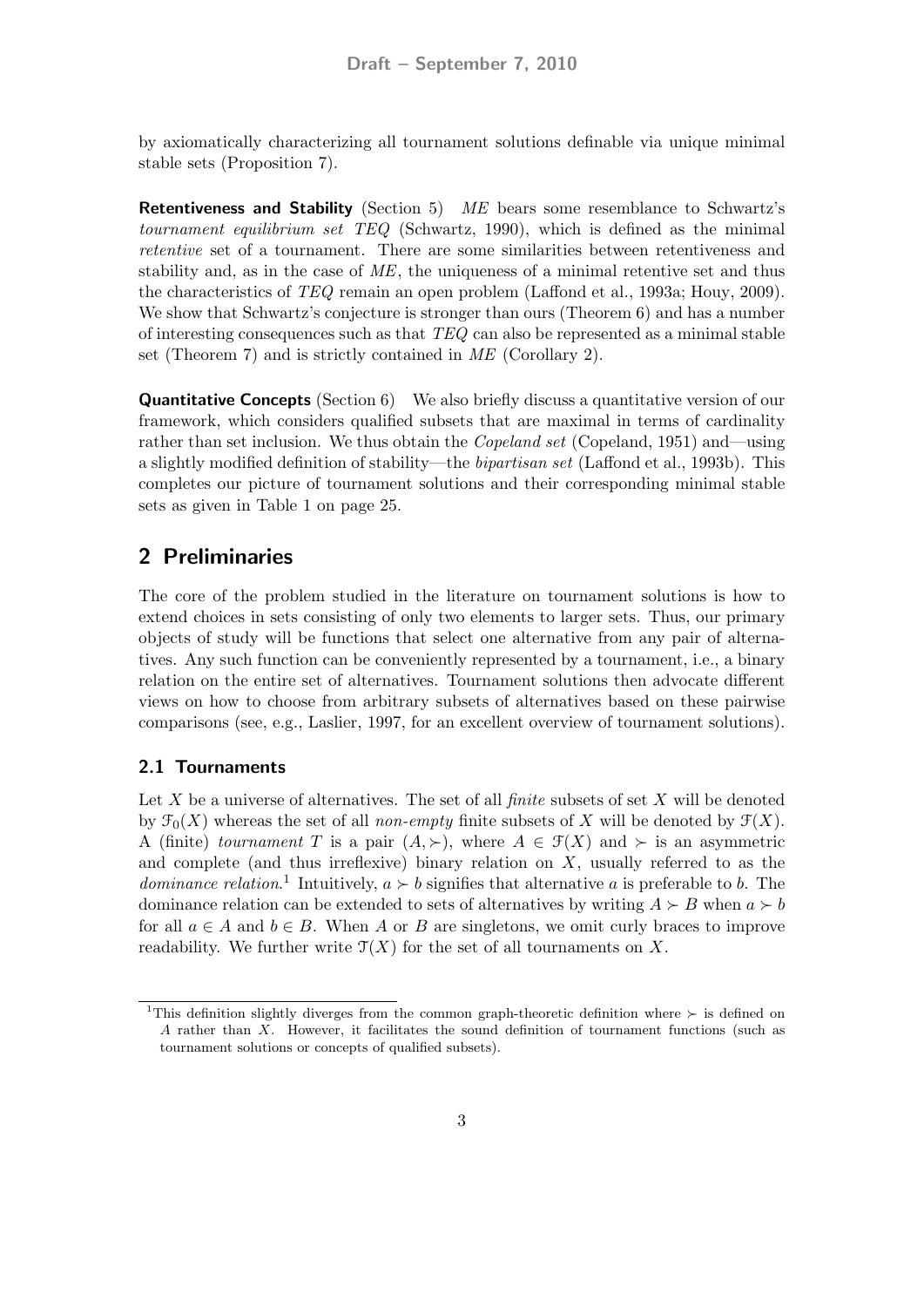by axiomatically characterizing all tournament solutions definable via unique minimal stable sets (Proposition 7).

**Retentiveness and Stability** (Section 5) *ME* bears some resemblance to Schwartz's *tournament equilibrium set TEQ* (Schwartz, 1990), which is defined as the minimal *retentive* set of a tournament. There are some similarities between retentiveness and stability and, as in the case of *ME*, the uniqueness of a minimal retentive set and thus the characteristics of *TEQ* remain an open problem (Laffond et al., 1993a; Houy, 2009). We show that Schwartz's conjecture is stronger than ours (Theorem 6) and has a number of interesting consequences such as that *TEQ* can also be represented as a minimal stable set (Theorem 7) and is strictly contained in *ME* (Corollary 2).

**Quantitative Concepts** (Section 6) We also briefly discuss a quantitative version of our framework, which considers qualified subsets that are maximal in terms of cardinality rather than set inclusion. We thus obtain the *Copeland set* (Copeland, 1951) and—using a slightly modified definition of stability—the *bipartisan set* (Laffond et al., 1993b). This completes our picture of tournament solutions and their corresponding minimal stable sets as given in Table 1 on page 25.

## 2 Preliminaries

The core of the problem studied in the literature on tournament solutions is how to extend choices in sets consisting of only two elements to larger sets. Thus, our primary objects of study will be functions that select one alternative from any pair of alternatives. Any such function can be conveniently represented by a tournament, i.e., a binary relation on the entire set of alternatives. Tournament solutions then advocate different views on how to choose from arbitrary subsets of alternatives based on these pairwise comparisons (see, e.g., Laslier, 1997, for an excellent overview of tournament solutions).

### 2.1 Tournaments

Let $X$ be a universe of alternatives. The set of all *finite* subsets of set $X$ will be denoted by $\mathcal{F}_0(X)$ whereas the set of all *non-empty* finite subsets of $X$ will be denoted by $\mathcal{F}(X)$. A (finite) *tournament* $T$ is a pair $(A, \succ)$, where $A \in \mathcal{F}(X)$ and $\succ$ is an asymmetric and complete (and thus irreflexive) binary relation on $X$, usually referred to as the *dominance relation*.[1] Intuitively, $a \succ b$ signifies that alternative $a$ is preferable to $b$. The dominance relation can be extended to sets of alternatives by writing $A \succ B$ when $a \succ b$ for all $a \in A$ and $b \in B$. When $A$ or $B$ are singletons, we omit curly braces to improve readability. We further write $\mathcal{T}(X)$ for the set of all tournaments on $X$.

[1] This definition slightly diverges from the common graph-theoretic definition where $\succ$ is defined on $A$ rather than $X$. However, it facilitates the sound definition of tournament functions (such as tournament solutions or concepts of qualified subsets).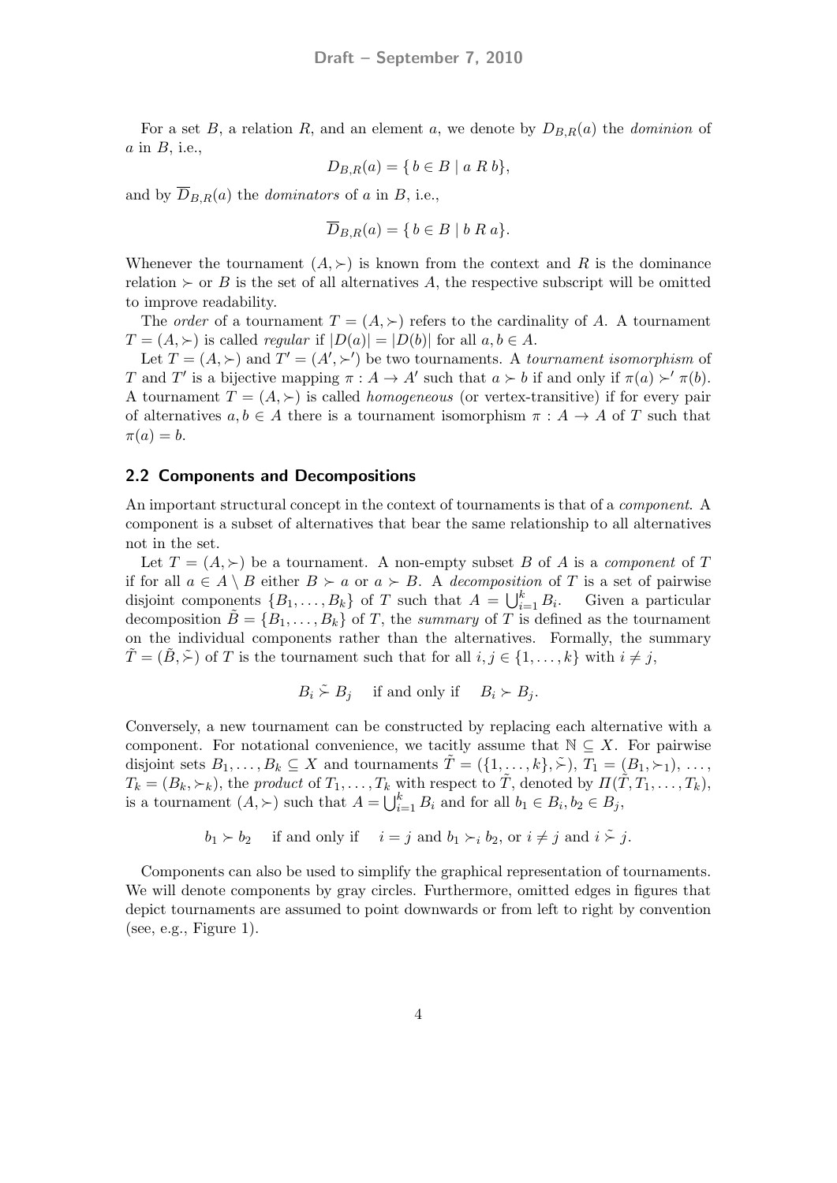For a set $B$, a relation $R$, and an element $a$, we denote by $D_{B,R}(a)$ the *dominion* of $a$ in $B$, i.e.,

$$D_{B,R}(a) = \{\, b \in B \mid a \; R \; b\},$$

and by $\overline{D}_{B,R}(a)$ the *dominators* of $a$ in $B$, i.e.,

$$\overline{D}_{B,R}(a) = \{\, b \in B \mid b \; R \; a\}.$$

Whenever the tournament $(A, \succ)$ is known from the context and $R$ is the dominance relation $\succ$ or $B$ is the set of all alternatives $A$, the respective subscript will be omitted to improve readability.

The *order* of a tournament $T = (A, \succ)$ refers to the cardinality of $A$. A tournament $T = (A, \succ)$ is called *regular* if $|D(a)| = |D(b)|$ for all $a, b \in A$.

Let $T = (A, \succ)$ and $T' = (A', \succ')$ be two tournaments. A *tournament isomorphism* of $T$ and $T'$ is a bijective mapping $\pi : A \to A'$ such that $a \succ b$ if and only if $\pi(a) \succ' \pi(b)$. A tournament $T = (A, \succ)$ is called *homogeneous* (or vertex-transitive) if for every pair of alternatives $a, b \in A$ there is a tournament isomorphism $\pi : A \to A$ of $T$ such that $\pi(a) = b$.

### 2.2 Components and Decompositions

An important structural concept in the context of tournaments is that of a *component*. A component is a subset of alternatives that bear the same relationship to all alternatives not in the set.

Let $T = (A, \succ)$ be a tournament. A non-empty subset $B$ of $A$ is a *component* of $T$ if for all $a \in A \setminus B$ either $B \succ a$ or $a \succ B$. A *decomposition* of $T$ is a set of pairwise disjoint components $\{B_1, \ldots, B_k\}$ of $T$ such that $A = \bigcup_{i=1}^{k} B_i$. Given a particular decomposition $\tilde{B} = \{B_1, \ldots, B_k\}$ of $T$, the *summary* of $T$ is defined as the tournament on the individual components rather than the alternatives. Formally, the summary $\tilde{T} = (\tilde{B}, \tilde{\succ})$ of $T$ is the tournament such that for all $i, j \in \{1, \ldots, k\}$ with $i \neq j$,

$$B_i \mathrel{\tilde{\succ}} B_j \quad \text{if and only if} \quad B_i \succ B_j.$$

Conversely, a new tournament can be constructed by replacing each alternative with a component. For notational convenience, we tacitly assume that $\mathbb{N} \subseteq X$. For pairwise disjoint sets $B_1, \ldots, B_k \subseteq X$ and tournaments $\tilde{T} = (\{1, \ldots, k\}, \tilde{\succ})$, $T_1 = (B_1, \succ_1)$, $\ldots$, $T_k = (B_k, \succ_k)$, the *product* of $T_1, \ldots, T_k$ with respect to $\tilde{T}$, denoted by $\Pi(\tilde{T}, T_1, \ldots, T_k)$, is a tournament $(A, \succ)$ such that $A = \bigcup_{i=1}^{k} B_i$ and for all $b_1 \in B_i, b_2 \in B_j$,

$$b_1 \succ b_2 \quad \text{if and only if} \quad i = j \text{ and } b_1 \succ_i b_2, \text{ or } i \neq j \text{ and } i \mathrel{\tilde{\succ}} j.$$

Components can also be used to simplify the graphical representation of tournaments. We will denote components by gray circles. Furthermore, omitted edges in figures that depict tournaments are assumed to point downwards or from left to right by convention (see, e.g., Figure 1).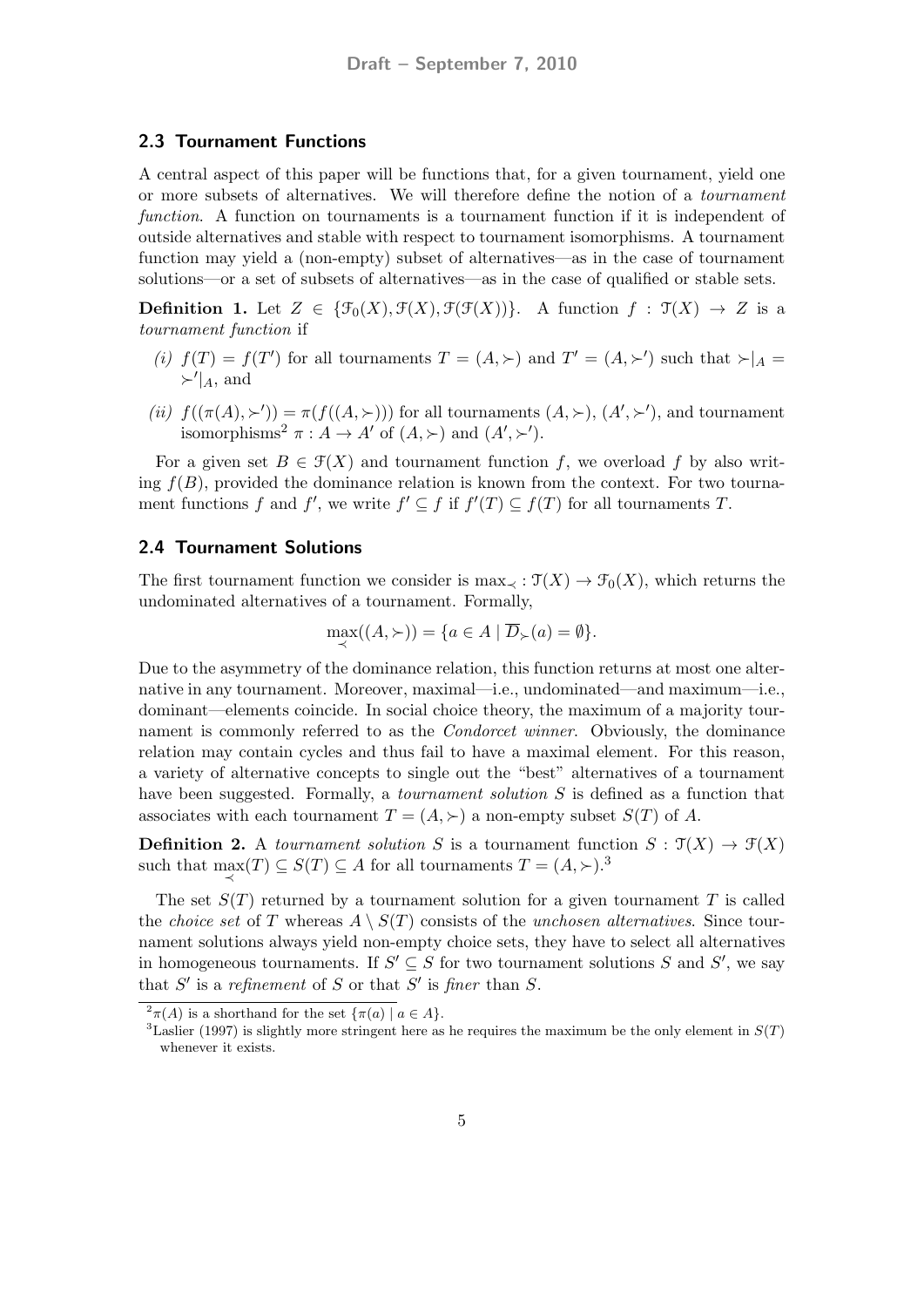### 2.3 Tournament Functions

A central aspect of this paper will be functions that, for a given tournament, yield one or more subsets of alternatives. We will therefore define the notion of a *tournament function*. A function on tournaments is a tournament function if it is independent of outside alternatives and stable with respect to tournament isomorphisms. A tournament function may yield a (non-empty) subset of alternatives—as in the case of tournament solutions—or a set of subsets of alternatives—as in the case of qualified or stable sets.

**Definition 1.** Let $Z \in \{\mathcal{F}_0(X), \mathcal{F}(X), \mathcal{F}(\mathcal{F}(X))\}$. A function $f : \mathcal{T}(X) \to Z$ is a *tournament function* if

*(i)* $f(T) = f(T')$ for all tournaments $T = (A, \succ)$ and $T' = (A, \succ')$ such that $\succ|_A = \succ'|_A$, and

*(ii)* $f((\pi(A), \succ')) = \pi(f((A, \succ)))$ for all tournaments $(A, \succ)$, $(A', \succ')$, and tournament isomorphisms[2] $\pi : A \to A'$ of $(A, \succ)$ and $(A', \succ')$.

For a given set $B \in \mathcal{F}(X)$ and tournament function $f$, we overload $f$ by also writing $f(B)$, provided the dominance relation is known from the context. For two tournament functions $f$ and $f'$, we write $f' \subseteq f$ if $f'(T) \subseteq f(T)$ for all tournaments $T$.

### 2.4 Tournament Solutions

The first tournament function we consider is $\max_{\prec} : \mathcal{T}(X) \to \mathcal{F}_0(X)$, which returns the undominated alternatives of a tournament. Formally,

$$\max_{\prec}((A, \succ)) = \{a \in A \mid \overline{D}_{\succ}(a) = \emptyset\}.$$

Due to the asymmetry of the dominance relation, this function returns at most one alternative in any tournament. Moreover, maximal—i.e., undominated—and maximum—i.e., dominant—elements coincide. In social choice theory, the maximum of a majority tournament is commonly referred to as the *Condorcet winner*. Obviously, the dominance relation may contain cycles and thus fail to have a maximal element. For this reason, a variety of alternative concepts to single out the "best" alternatives of a tournament have been suggested. Formally, a *tournament solution* $S$ is defined as a function that associates with each tournament $T = (A, \succ)$ a non-empty subset $S(T)$ of $A$.

**Definition 2.** A *tournament solution* $S$ is a tournament function $S : \mathcal{T}(X) \to \mathcal{F}(X)$ such that $\max_{\prec}(T) \subseteq S(T) \subseteq A$ for all tournaments $T = (A, \succ)$.[3]

The set $S(T)$ returned by a tournament solution for a given tournament $T$ is called the *choice set* of $T$ whereas $A \setminus S(T)$ consists of the *unchosen alternatives*. Since tournament solutions always yield non-empty choice sets, they have to select all alternatives in homogeneous tournaments. If $S' \subseteq S$ for two tournament solutions $S$ and $S'$, we say that $S'$ is a *refinement* of $S$ or that $S'$ is *finer* than $S$.

[2] $\pi(A)$ is a shorthand for the set $\{\pi(a) \mid a \in A\}$.

[3] Laslier (1997) is slightly more stringent here as he requires the maximum be the only element in $S(T)$ whenever it exists.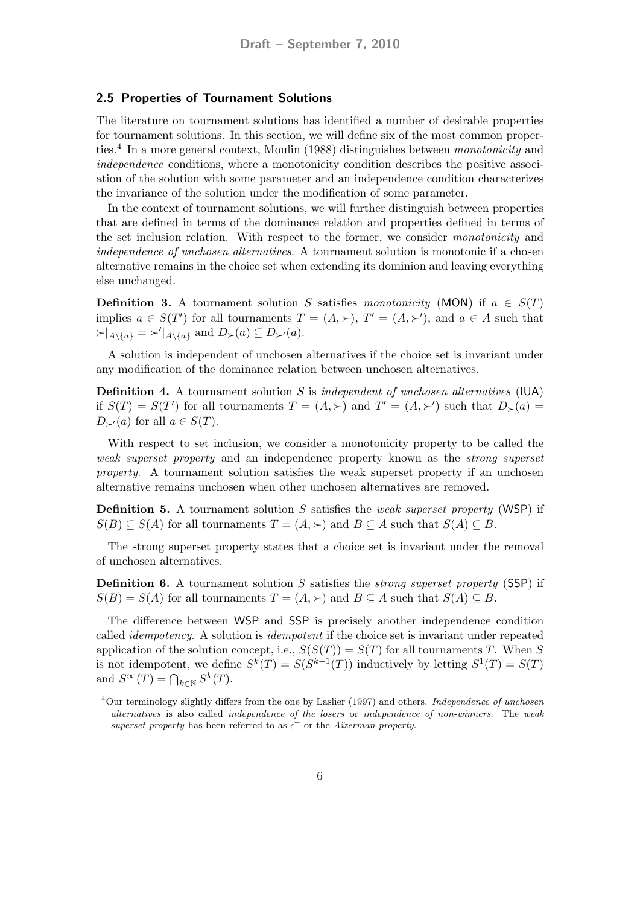### 2.5 Properties of Tournament Solutions

The literature on tournament solutions has identified a number of desirable properties for tournament solutions. In this section, we will define six of the most common properties.[4] In a more general context, Moulin (1988) distinguishes between *monotonicity* and *independence* conditions, where a monotonicity condition describes the positive association of the solution with some parameter and an independence condition characterizes the invariance of the solution under the modification of some parameter.

In the context of tournament solutions, we will further distinguish between properties that are defined in terms of the dominance relation and properties defined in terms of the set inclusion relation. With respect to the former, we consider *monotonicity* and *independence of unchosen alternatives*. A tournament solution is monotonic if a chosen alternative remains in the choice set when extending its dominion and leaving everything else unchanged.

**Definition 3.** A tournament solution $S$ satisfies *monotonicity* (MON) if $a \in S(T)$ implies $a \in S(T')$ for all tournaments $T = (A, \succ)$, $T' = (A, \succ')$, and $a \in A$ such that $\succ|_{A\setminus\{a\}} = \succ'|_{A\setminus\{a\}}$ and $D_\succ(a) \subseteq D_{\succ'}(a)$.

A solution is independent of unchosen alternatives if the choice set is invariant under any modification of the dominance relation between unchosen alternatives.

**Definition 4.** A tournament solution $S$ is *independent of unchosen alternatives* (IUA) if $S(T) = S(T')$ for all tournaments $T = (A, \succ)$ and $T' = (A, \succ')$ such that $D_\succ(a) = D_{\succ'}(a)$ for all $a \in S(T)$.

With respect to set inclusion, we consider a monotonicity property to be called the *weak superset property* and an independence property known as the *strong superset property*. A tournament solution satisfies the weak superset property if an unchosen alternative remains unchosen when other unchosen alternatives are removed.

**Definition 5.** A tournament solution $S$ satisfies the *weak superset property* (WSP) if $S(B) \subseteq S(A)$ for all tournaments $T = (A, \succ)$ and $B \subseteq A$ such that $S(A) \subseteq B$.

The strong superset property states that a choice set is invariant under the removal of unchosen alternatives.

**Definition 6.** A tournament solution $S$ satisfies the *strong superset property* (SSP) if $S(B) = S(A)$ for all tournaments $T = (A, \succ)$ and $B \subseteq A$ such that $S(A) \subseteq B$.

The difference between WSP and SSP is precisely another independence condition called *idempotency*. A solution is *idempotent* if the choice set is invariant under repeated application of the solution concept, i.e., $S(S(T)) = S(T)$ for all tournaments $T$. When $S$ is not idempotent, we define $S^k(T) = S(S^{k-1}(T))$ inductively by letting $S^1(T) = S(T)$ and $S^\infty(T) = \bigcap_{k\in\mathbb{N}} S^k(T)$.

[4] Our terminology slightly differs from the one by Laslier (1997) and others. *Independence of unchosen alternatives* is also called *independence of the losers* or *independence of non-winners*. The *weak superset property* has been referred to as $\epsilon^+$ or the *Aĭzerman property*.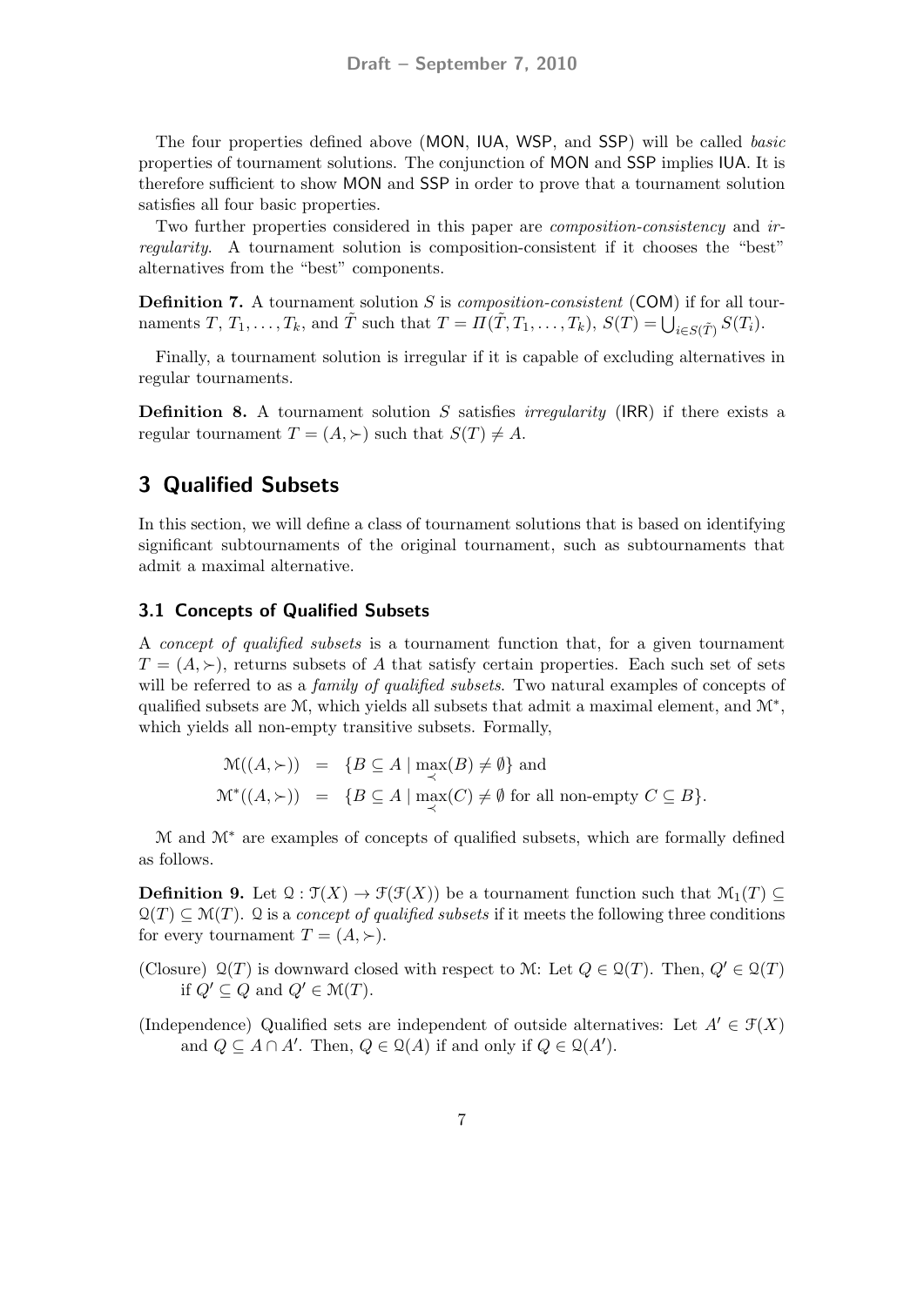The four properties defined above (MON, IUA, WSP, and SSP) will be called *basic* properties of tournament solutions. The conjunction of MON and SSP implies IUA. It is therefore sufficient to show MON and SSP in order to prove that a tournament solution satisfies all four basic properties.

Two further properties considered in this paper are *composition-consistency* and *irregularity*. A tournament solution is composition-consistent if it chooses the "best" alternatives from the "best" components.

**Definition 7.** A tournament solution $S$ is *composition-consistent* (COM) if for all tournaments $T$, $T_1, \dots, T_k$, and $\tilde{T}$ such that $T = \Pi(\tilde{T}, T_1, \dots, T_k)$, $S(T) = \bigcup_{i \in S(\tilde{T})} S(T_i)$.

Finally, a tournament solution is irregular if it is capable of excluding alternatives in regular tournaments.

**Definition 8.** A tournament solution $S$ satisfies *irregularity* (IRR) if there exists a regular tournament $T = (A, \succ)$ such that $S(T) \neq A$.

## 3 Qualified Subsets

In this section, we will define a class of tournament solutions that is based on identifying significant subtournaments of the original tournament, such as subtournaments that admit a maximal alternative.

### 3.1 Concepts of Qualified Subsets

A *concept of qualified subsets* is a tournament function that, for a given tournament $T = (A, \succ)$, returns subsets of $A$ that satisfy certain properties. Each such set of sets will be referred to as a *family of qualified subsets*. Two natural examples of concepts of qualified subsets are $\mathcal{M}$, which yields all subsets that admit a maximal element, and $\mathcal{M}^*$, which yields all non-empty transitive subsets. Formally,

$$\begin{aligned}
\mathcal{M}((A, \succ)) &= \{B \subseteq A \mid \max_{\prec}(B) \neq \emptyset\} \text{ and} \\
\mathcal{M}^*((A, \succ)) &= \{B \subseteq A \mid \max_{\prec}(C) \neq \emptyset \text{ for all non-empty } C \subseteq B\}.
\end{aligned}$$

$\mathcal{M}$ and $\mathcal{M}^*$ are examples of concepts of qualified subsets, which are formally defined as follows.

**Definition 9.** Let $\mathcal{Q} : \mathcal{T}(X) \to \mathcal{F}(\mathcal{F}(X))$ be a tournament function such that $\mathcal{M}_1(T) \subseteq \mathcal{Q}(T) \subseteq \mathcal{M}(T)$. $\mathcal{Q}$ is a *concept of qualified subsets* if it meets the following three conditions for every tournament $T = (A, \succ)$.

(Closure) $\mathcal{Q}(T)$ is downward closed with respect to $\mathcal{M}$: Let $Q \in \mathcal{Q}(T)$. Then, $Q' \in \mathcal{Q}(T)$ if $Q' \subseteq Q$ and $Q' \in \mathcal{M}(T)$.

(Independence) Qualified sets are independent of outside alternatives: Let $A' \in \mathcal{F}(X)$ and $Q \subseteq A \cap A'$. Then, $Q \in \mathcal{Q}(A)$ if and only if $Q \in \mathcal{Q}(A')$.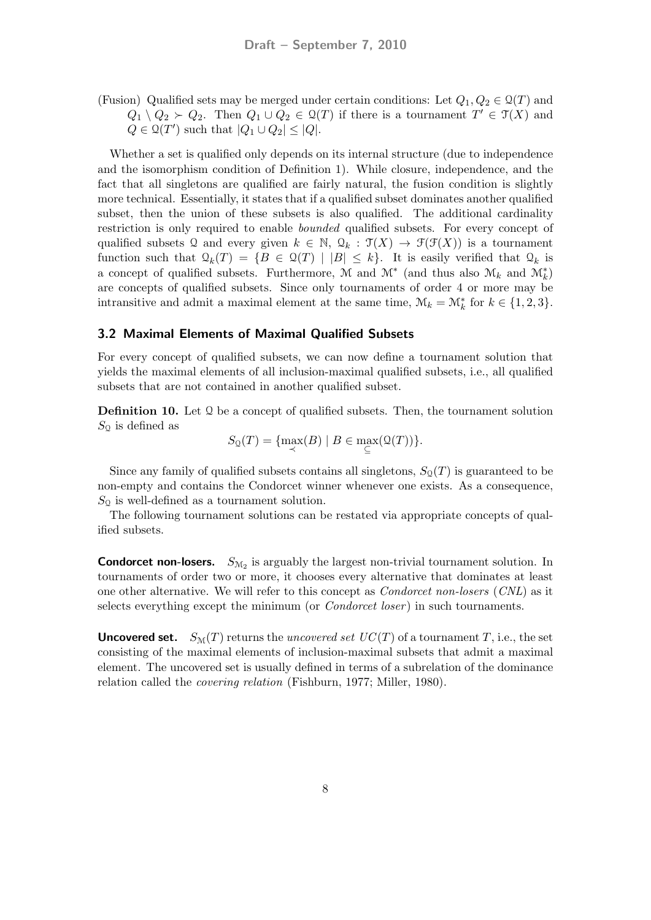(Fusion) Qualified sets may be merged under certain conditions: Let $Q_1, Q_2 \in \mathcal{Q}(T)$ and $Q_1 \setminus Q_2 \succ Q_2$. Then $Q_1 \cup Q_2 \in \mathcal{Q}(T)$ if there is a tournament $T' \in \mathcal{T}(X)$ and $Q \in \mathcal{Q}(T')$ such that $|Q_1 \cup Q_2| \leq |Q|$.

Whether a set is qualified only depends on its internal structure (due to independence and the isomorphism condition of Definition 1). While closure, independence, and the fact that all singletons are qualified are fairly natural, the fusion condition is slightly more technical. Essentially, it states that if a qualified subset dominates another qualified subset, then the union of these subsets is also qualified. The additional cardinality restriction is only required to enable *bounded* qualified subsets. For every concept of qualified subsets $\mathcal{Q}$ and every given $k \in \mathbb{N}$, $\mathcal{Q}_k : \mathcal{T}(X) \to \mathcal{F}(\mathcal{F}(X))$ is a tournament function such that $\mathcal{Q}_k(T) = \{B \in \mathcal{Q}(T) \mid |B| \leq k\}$. It is easily verified that $\mathcal{Q}_k$ is a concept of qualified subsets. Furthermore, $\mathcal{M}$ and $\mathcal{M}^*$ (and thus also $\mathcal{M}_k$ and $\mathcal{M}^*_k$) are concepts of qualified subsets. Since only tournaments of order 4 or more may be intransitive and admit a maximal element at the same time, $\mathcal{M}_k = \mathcal{M}^*_k$ for $k \in \{1, 2, 3\}$.

### 3.2 Maximal Elements of Maximal Qualified Subsets

For every concept of qualified subsets, we can now define a tournament solution that yields the maximal elements of all inclusion-maximal qualified subsets, i.e., all qualified subsets that are not contained in another qualified subset.

**Definition 10.** Let $\mathcal{Q}$ be a concept of qualified subsets. Then, the tournament solution $S_{\mathcal{Q}}$ is defined as

$$S_{\mathcal{Q}}(T) = \{\max_{\prec}(B) \mid B \in \max_{\subseteq}(\mathcal{Q}(T))\}.$$

Since any family of qualified subsets contains all singletons, $S_{\mathcal{Q}}(T)$ is guaranteed to be non-empty and contains the Condorcet winner whenever one exists. As a consequence, $S_{\mathcal{Q}}$ is well-defined as a tournament solution.

The following tournament solutions can be restated via appropriate concepts of qualified subsets.

**Condorcet non-losers.** $S_{\mathcal{M}_2}$ is arguably the largest non-trivial tournament solution. In tournaments of order two or more, it chooses every alternative that dominates at least one other alternative. We will refer to this concept as *Condorcet non-losers* (*CNL*) as it selects everything except the minimum (or *Condorcet loser*) in such tournaments.

**Uncovered set.** $S_{\mathcal{M}}(T)$ returns the *uncovered set* $UC(T)$ of a tournament $T$, i.e., the set consisting of the maximal elements of inclusion-maximal subsets that admit a maximal element. The uncovered set is usually defined in terms of a subrelation of the dominance relation called the *covering relation* (Fishburn, 1977; Miller, 1980).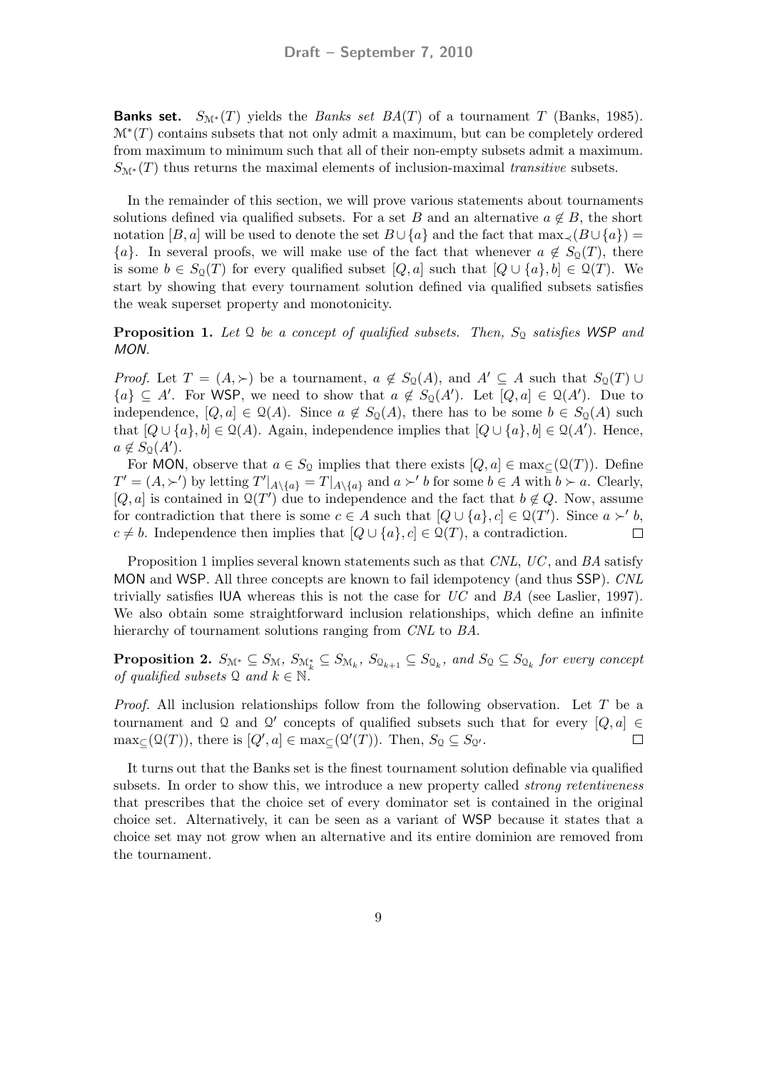**Banks set.** $S_{\mathcal{M}^*}(T)$ yields the *Banks set* $BA(T)$ of a tournament $T$ (Banks, 1985). $\mathcal{M}^*(T)$ contains subsets that not only admit a maximum, but can be completely ordered from maximum to minimum such that all of their non-empty subsets admit a maximum. $S_{\mathcal{M}^*}(T)$ thus returns the maximal elements of inclusion-maximal *transitive* subsets.

In the remainder of this section, we will prove various statements about tournaments solutions defined via qualified subsets. For a set $B$ and an alternative $a \notin B$, the short notation $[B, a]$ will be used to denote the set $B \cup \{a\}$ and the fact that $\max_{\prec}(B \cup \{a\}) = \{a\}$. In several proofs, we will make use of the fact that whenever $a \notin S_{\mathcal{Q}}(T)$, there is some $b \in S_{\mathcal{Q}}(T)$ for every qualified subset $[Q, a]$ such that $[Q \cup \{a\}, b] \in \mathcal{Q}(T)$. We start by showing that every tournament solution defined via qualified subsets satisfies the weak superset property and monotonicity.

**Proposition 1.** *Let $\mathcal{Q}$ be a concept of qualified subsets. Then, $S_{\mathcal{Q}}$ satisfies* WSP *and* MON*.*

*Proof.* Let $T = (A, \succ)$ be a tournament, $a \notin S_{\mathcal{Q}}(A)$, and $A' \subseteq A$ such that $S_{\mathcal{Q}}(T) \cup \{a\} \subseteq A'$. For WSP, we need to show that $a \notin S_{\mathcal{Q}}(A')$. Let $[Q, a] \in \mathcal{Q}(A')$. Due to independence, $[Q, a] \in \mathcal{Q}(A)$. Since $a \notin S_{\mathcal{Q}}(A)$, there has to be some $b \in S_{\mathcal{Q}}(A)$ such that $[Q \cup \{a\}, b] \in \mathcal{Q}(A)$. Again, independence implies that $[Q \cup \{a\}, b] \in \mathcal{Q}(A')$. Hence, $a \notin S_{\mathcal{Q}}(A')$.

For MON, observe that $a \in S_{\mathcal{Q}}$ implies that there exists $[Q, a] \in \max_{\subseteq}(\mathcal{Q}(T))$. Define $T' = (A, \succ')$ by letting $T'|_{A\setminus\{a\}} = T|_{A\setminus\{a\}}$ and $a \succ' b$ for some $b \in A$ with $b \succ a$. Clearly, $[Q, a]$ is contained in $\mathcal{Q}(T')$ due to independence and the fact that $b \notin Q$. Now, assume for contradiction that there is some $c \in A$ such that $[Q \cup \{a\}, c] \in \mathcal{Q}(T')$. Since $a \succ' b$, $c \neq b$. Independence then implies that $[Q \cup \{a\}, c] \in \mathcal{Q}(T)$, a contradiction. $\square$

Proposition 1 implies several known statements such as that *CNL*, *UC*, and *BA* satisfy MON and WSP. All three concepts are known to fail idempotency (and thus SSP). *CNL* trivially satisfies IUA whereas this is not the case for *UC* and *BA* (see Laslier, 1997). We also obtain some straightforward inclusion relationships, which define an infinite hierarchy of tournament solutions ranging from *CNL* to *BA*.

**Proposition 2.** *$S_{\mathcal{M}^*} \subseteq S_{\mathcal{M}}$, $S_{\mathcal{M}_k^*} \subseteq S_{\mathcal{M}_k}$, $S_{\mathcal{Q}_{k+1}} \subseteq S_{\mathcal{Q}_k}$, and $S_{\mathcal{Q}} \subseteq S_{\mathcal{Q}_k}$ for every concept of qualified subsets $\mathcal{Q}$ and $k \in \mathbb{N}$.*

*Proof.* All inclusion relationships follow from the following observation. Let $T$ be a tournament and $\mathcal{Q}$ and $\mathcal{Q}'$ concepts of qualified subsets such that for every $[Q, a] \in \max_{\subseteq}(\mathcal{Q}(T))$, there is $[Q', a] \in \max_{\subseteq}(\mathcal{Q}'(T))$. Then, $S_{\mathcal{Q}} \subseteq S_{\mathcal{Q}'}$. $\square$

It turns out that the Banks set is the finest tournament solution definable via qualified subsets. In order to show this, we introduce a new property called *strong retentiveness* that prescribes that the choice set of every dominator set is contained in the original choice set. Alternatively, it can be seen as a variant of WSP because it states that a choice set may not grow when an alternative and its entire dominion are removed from the tournament.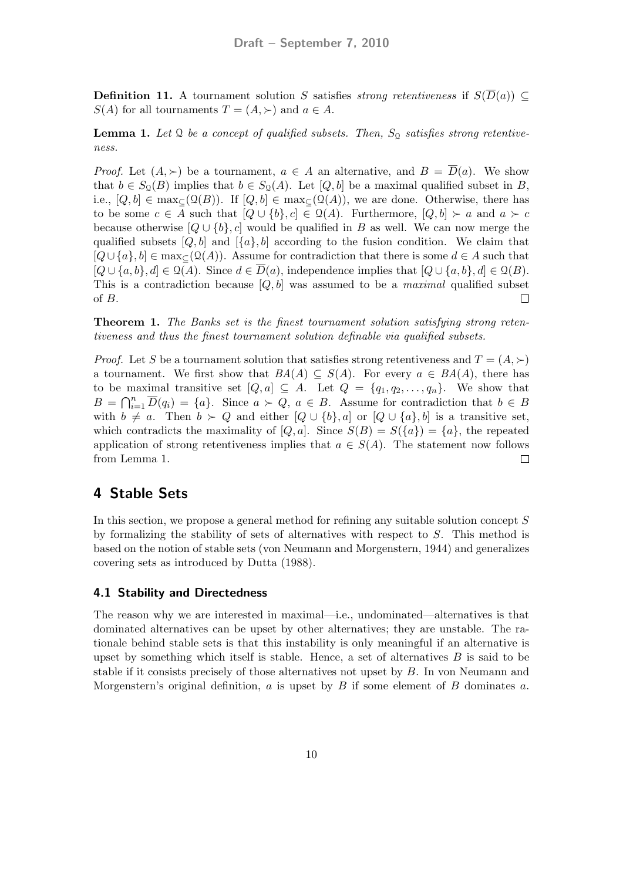**Definition 11.** A tournament solution $S$ satisfies *strong retentiveness* if $S(\overline{D}(a)) \subseteq S(A)$ for all tournaments $T = (A, \succ)$ and $a \in A$.

**Lemma 1.** *Let $\mathcal{Q}$ be a concept of qualified subsets. Then, $S_{\mathcal{Q}}$ satisfies strong retentiveness.*

*Proof.* Let $(A, \succ)$ be a tournament, $a \in A$ an alternative, and $B = \overline{D}(a)$. We show that $b \in S_{\mathcal{Q}}(B)$ implies that $b \in S_{\mathcal{Q}}(A)$. Let $[Q, b]$ be a maximal qualified subset in $B$, i.e., $[Q, b] \in \max_{\subseteq}(\mathcal{Q}(B))$. If $[Q, b] \in \max_{\subseteq}(\mathcal{Q}(A))$, we are done. Otherwise, there has to be some $c \in A$ such that $[Q \cup \{b\}, c] \in \mathcal{Q}(A)$. Furthermore, $[Q, b] \succ a$ and $a \succ c$ because otherwise $[Q \cup \{b\}, c]$ would be qualified in $B$ as well. We can now merge the qualified subsets $[Q, b]$ and $[\{a\}, b]$ according to the fusion condition. We claim that $[Q \cup \{a\}, b] \in \max_{\subseteq}(\mathcal{Q}(A))$. Assume for contradiction that there is some $d \in A$ such that $[Q \cup \{a, b\}, d] \in \mathcal{Q}(A)$. Since $d \in \overline{D}(a)$, independence implies that $[Q \cup \{a, b\}, d] \in \mathcal{Q}(B)$. This is a contradiction because $[Q, b]$ was assumed to be a *maximal* qualified subset of $B$. $\square$

**Theorem 1.** *The Banks set is the finest tournament solution satisfying strong retentiveness and thus the finest tournament solution definable via qualified subsets.*

*Proof.* Let $S$ be a tournament solution that satisfies strong retentiveness and $T = (A, \succ)$ a tournament. We first show that $BA(A) \subseteq S(A)$. For every $a \in BA(A)$, there has to be maximal transitive set $[Q, a] \subseteq A$. Let $Q = \{q_1, q_2, \ldots, q_n\}$. We show that $B = \bigcap_{i=1}^{n} \overline{D}(q_i) = \{a\}$. Since $a \succ Q$, $a \in B$. Assume for contradiction that $b \in B$ with $b \neq a$. Then $b \succ Q$ and either $[Q \cup \{b\}, a]$ or $[Q \cup \{a\}, b]$ is a transitive set, which contradicts the maximality of $[Q, a]$. Since $S(B) = S(\{a\}) = \{a\}$, the repeated application of strong retentiveness implies that $a \in S(A)$. The statement now follows from Lemma 1. $\square$

## 4 Stable Sets

In this section, we propose a general method for refining any suitable solution concept $S$ by formalizing the stability of sets of alternatives with respect to $S$. This method is based on the notion of stable sets (von Neumann and Morgenstern, 1944) and generalizes covering sets as introduced by Dutta (1988).

### 4.1 Stability and Directedness

The reason why we are interested in maximal—i.e., undominated—alternatives is that dominated alternatives can be upset by other alternatives; they are unstable. The rationale behind stable sets is that this instability is only meaningful if an alternative is upset by something which itself is stable. Hence, a set of alternatives $B$ is said to be stable if it consists precisely of those alternatives not upset by $B$. In von Neumann and Morgenstern's original definition, $a$ is upset by $B$ if some element of $B$ dominates $a$.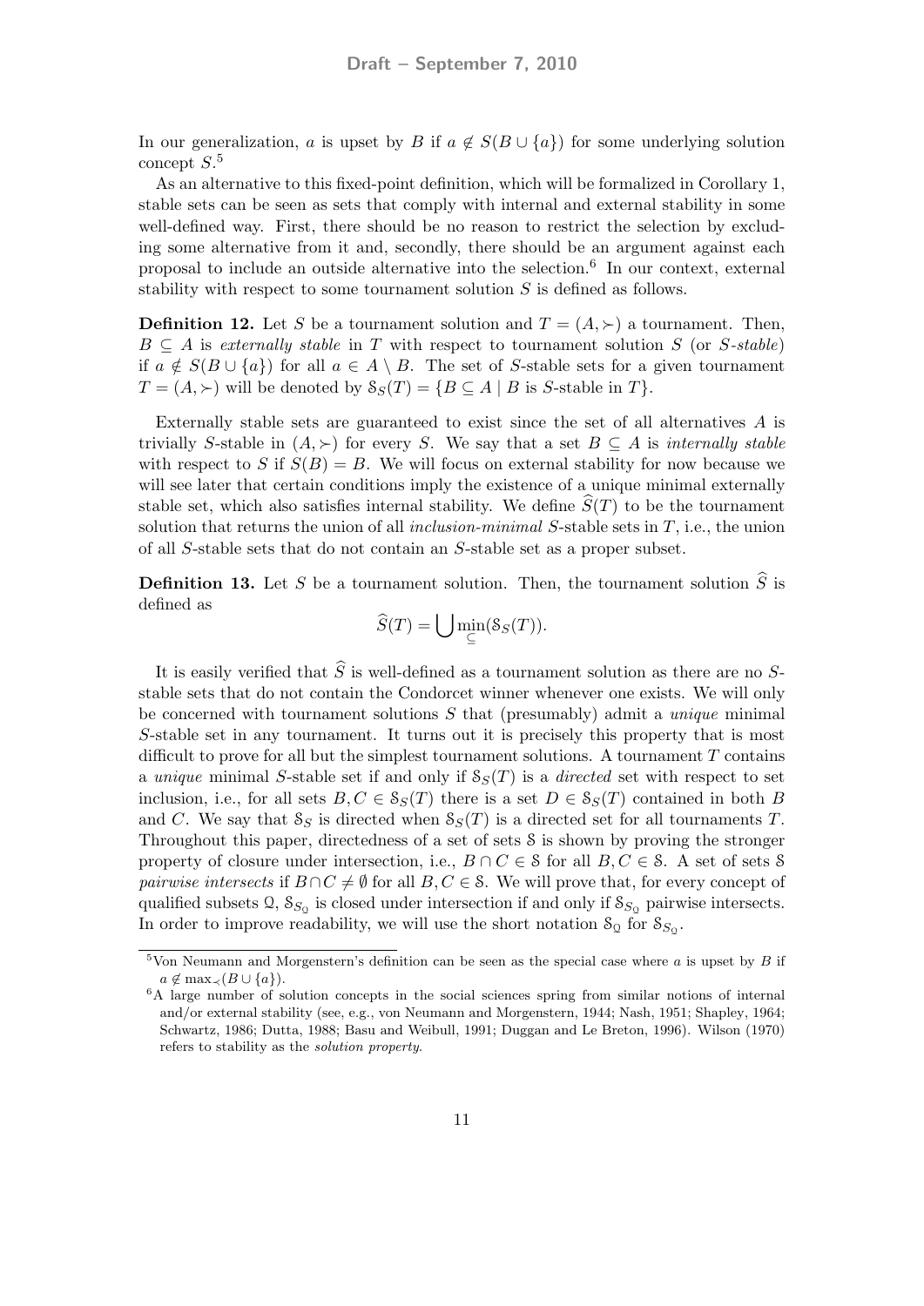In our generalization, $a$ is upset by $B$ if $a \notin S(B \cup \{a\})$ for some underlying solution concept $S$.[5]

As an alternative to this fixed-point definition, which will be formalized in Corollary 1, stable sets can be seen as sets that comply with internal and external stability in some well-defined way. First, there should be no reason to restrict the selection by excluding some alternative from it and, secondly, there should be an argument against each proposal to include an outside alternative into the selection.[6] In our context, external stability with respect to some tournament solution $S$ is defined as follows.

**Definition 12.** Let $S$ be a tournament solution and $T = (A, \succ)$ a tournament. Then, $B \subseteq A$ is *externally stable* in $T$ with respect to tournament solution $S$ (or *$S$-stable*) if $a \notin S(B \cup \{a\})$ for all $a \in A \setminus B$. The set of $S$-stable sets for a given tournament $T = (A, \succ)$ will be denoted by $\mathcal{S}_S(T) = \{B \subseteq A \mid B \text{ is } S\text{-stable in } T\}$.

Externally stable sets are guaranteed to exist since the set of all alternatives $A$ is trivially $S$-stable in $(A, \succ)$ for every $S$. We say that a set $B \subseteq A$ is *internally stable* with respect to $S$ if $S(B) = B$. We will focus on external stability for now because we will see later that certain conditions imply the existence of a unique minimal externally stable set, which also satisfies internal stability. We define $\widehat{S}(T)$ to be the tournament solution that returns the union of all *inclusion-minimal* $S$-stable sets in $T$, i.e., the union of all $S$-stable sets that do not contain an $S$-stable set as a proper subset.

**Definition 13.** Let $S$ be a tournament solution. Then, the tournament solution $\widehat{S}$ is defined as

$$\widehat{S}(T) = \bigcup \min_{\subseteq}(\mathcal{S}_S(T)).$$

It is easily verified that $\widehat{S}$ is well-defined as a tournament solution as there are no $S$-stable sets that do not contain the Condorcet winner whenever one exists. We will only be concerned with tournament solutions $S$ that (presumably) admit a *unique* minimal $S$-stable set in any tournament. It turns out it is precisely this property that is most difficult to prove for all but the simplest tournament solutions. A tournament $T$ contains a *unique* minimal $S$-stable set if and only if $\mathcal{S}_S(T)$ is a *directed* set with respect to set inclusion, i.e., for all sets $B, C \in \mathcal{S}_S(T)$ there is a set $D \in \mathcal{S}_S(T)$ contained in both $B$ and $C$. We say that $\mathcal{S}_S$ is directed when $\mathcal{S}_S(T)$ is a directed set for all tournaments $T$. Throughout this paper, directedness of a set of sets $\mathcal{S}$ is shown by proving the stronger property of closure under intersection, i.e., $B \cap C \in \mathcal{S}$ for all $B, C \in \mathcal{S}$. A set of sets $\mathcal{S}$ *pairwise intersects* if $B \cap C \neq \emptyset$ for all $B, C \in \mathcal{S}$. We will prove that, for every concept of qualified subsets $\mathcal{Q}$, $\mathcal{S}_{S_\mathcal{Q}}$ is closed under intersection if and only if $\mathcal{S}_{S_\mathcal{Q}}$ pairwise intersects. In order to improve readability, we will use the short notation $\mathcal{S}_\mathcal{Q}$ for $\mathcal{S}_{S_\mathcal{Q}}$.

---

[5] Von Neumann and Morgenstern's definition can be seen as the special case where $a$ is upset by $B$ if $a \notin \max_{\prec}(B \cup \{a\})$.

[6] A large number of solution concepts in the social sciences spring from similar notions of internal and/or external stability (see, e.g., von Neumann and Morgenstern, 1944; Nash, 1951; Shapley, 1964; Schwartz, 1986; Dutta, 1988; Basu and Weibull, 1991; Duggan and Le Breton, 1996). Wilson (1970) refers to stability as the *solution property*.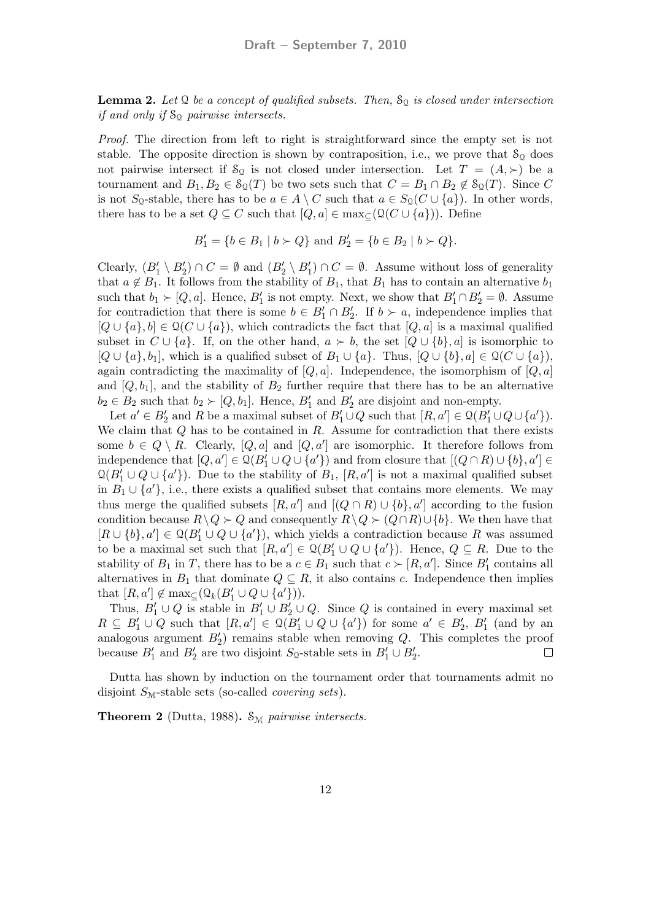**Lemma 2.** *Let $\mathcal{Q}$ be a concept of qualified subsets. Then, $\mathcal{S}_\mathcal{Q}$ is closed under intersection if and only if $\mathcal{S}_\mathcal{Q}$ pairwise intersects.*

*Proof.* The direction from left to right is straightforward since the empty set is not stable. The opposite direction is shown by contraposition, i.e., we prove that $\mathcal{S}_\mathcal{Q}$ does not pairwise intersect if $\mathcal{S}_\mathcal{Q}$ is not closed under intersection. Let $T = (A, \succ)$ be a tournament and $B_1, B_2 \in \mathcal{S}_\mathcal{Q}(T)$ be two sets such that $C = B_1 \cap B_2 \notin \mathcal{S}_\mathcal{Q}(T)$. Since $C$ is not $S_\mathcal{Q}$-stable, there has to be $a \in A \setminus C$ such that $a \in S_\mathcal{Q}(C \cup \{a\})$. In other words, there has to be a set $Q \subseteq C$ such that $[Q, a] \in \max_\subseteq(\mathcal{Q}(C \cup \{a\}))$. Define

$$B_1' = \{b \in B_1 \mid b \succ Q\} \text{ and } B_2' = \{b \in B_2 \mid b \succ Q\}.$$

Clearly, $(B_1' \setminus B_2') \cap C = \emptyset$ and $(B_2' \setminus B_1') \cap C = \emptyset$. Assume without loss of generality that $a \notin B_1$. It follows from the stability of $B_1$, that $B_1$ has to contain an alternative $b_1$ such that $b_1 \succ [Q, a]$. Hence, $B_1'$ is not empty. Next, we show that $B_1' \cap B_2' = \emptyset$. Assume for contradiction that there is some $b \in B_1' \cap B_2'$. If $b \succ a$, independence implies that $[Q \cup \{a\}, b] \in \mathcal{Q}(C \cup \{a\})$, which contradicts the fact that $[Q, a]$ is a maximal qualified subset in $C \cup \{a\}$. If, on the other hand, $a \succ b$, the set $[Q \cup \{b\}, a]$ is isomorphic to $[Q \cup \{a\}, b_1]$, which is a qualified subset of $B_1 \cup \{a\}$. Thus, $[Q \cup \{b\}, a] \in \mathcal{Q}(C \cup \{a\})$, again contradicting the maximality of $[Q, a]$. Independence, the isomorphism of $[Q, a]$ and $[Q, b_1]$, and the stability of $B_2$ further require that there has to be an alternative $b_2 \in B_2$ such that $b_2 \succ [Q, b_1]$. Hence, $B_1'$ and $B_2'$ are disjoint and non-empty.

Let $a' \in B_2'$ and $R$ be a maximal subset of $B_1' \cup Q$ such that $[R, a'] \in \mathcal{Q}(B_1' \cup Q \cup \{a'\})$. We claim that $Q$ has to be contained in $R$. Assume for contradiction that there exists some $b \in Q \setminus R$. Clearly, $[Q, a]$ and $[Q, a']$ are isomorphic. It therefore follows from independence that $[Q, a'] \in \mathcal{Q}(B_1' \cup Q \cup \{a'\})$ and from closure that $[(Q \cap R) \cup \{b\}, a'] \in \mathcal{Q}(B_1' \cup Q \cup \{a'\})$. Due to the stability of $B_1$, $[R, a']$ is not a maximal qualified subset in $B_1 \cup \{a'\}$, i.e., there exists a qualified subset that contains more elements. We may thus merge the qualified subsets $[R, a']$ and $[(Q \cap R) \cup \{b\}, a']$ according to the fusion condition because $R \setminus Q \succ Q$ and consequently $R \setminus Q \succ (Q \cap R) \cup \{b\}$. We then have that $[R \cup \{b\}, a'] \in \mathcal{Q}(B_1' \cup Q \cup \{a'\})$, which yields a contradiction because $R$ was assumed to be a maximal set such that $[R, a'] \in \mathcal{Q}(B_1' \cup Q \cup \{a'\})$. Hence, $Q \subseteq R$. Due to the stability of $B_1$ in $T$, there has to be a $c \in B_1$ such that $c \succ [R, a']$. Since $B_1'$ contains all alternatives in $B_1$ that dominate $Q \subseteq R$, it also contains $c$. Independence then implies that $[R, a'] \notin \max_\subseteq(\mathcal{Q}_k(B_1' \cup Q \cup \{a'\}))$.

Thus, $B_1' \cup Q$ is stable in $B_1' \cup B_2' \cup Q$. Since $Q$ is contained in every maximal set $R \subseteq B_1' \cup Q$ such that $[R, a'] \in \mathcal{Q}(B_1' \cup Q \cup \{a'\})$ for some $a' \in B_2'$, $B_1'$ (and by an analogous argument $B_2'$) remains stable when removing $Q$. This completes the proof because $B_1'$ and $B_2'$ are two disjoint $S_\mathcal{Q}$-stable sets in $B_1' \cup B_2'$. $\square$

Dutta has shown by induction on the tournament order that tournaments admit no disjoint $S_\mathcal{M}$-stable sets (so-called *covering sets*).

**Theorem 2** (Dutta, 1988)**.** *$\mathcal{S}_\mathcal{M}$ pairwise intersects.*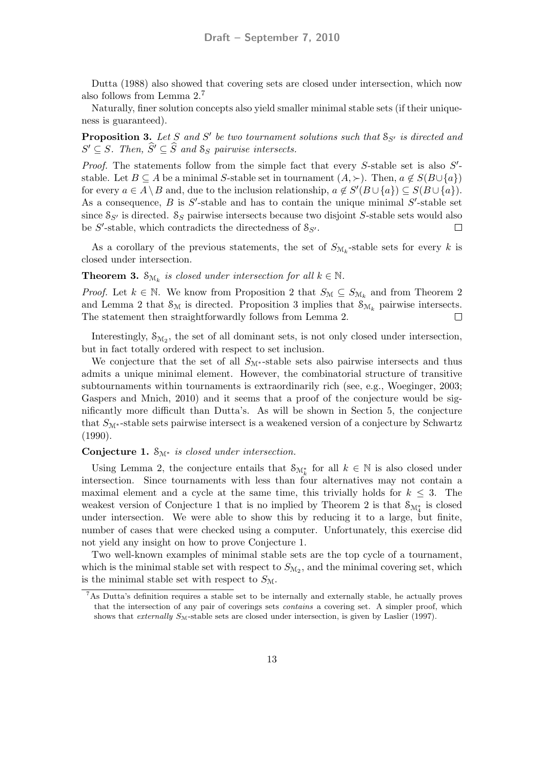Dutta (1988) also showed that covering sets are closed under intersection, which now also follows from Lemma 2.[7]

Naturally, finer solution concepts also yield smaller minimal stable sets (if their uniqueness is guaranteed).

**Proposition 3.** *Let $S$ and $S'$ be two tournament solutions such that $\mathcal{S}_{S'}$ is directed and $S' \subseteq S$. Then, $\widehat{S}' \subseteq \widehat{S}$ and $\mathcal{S}_S$ pairwise intersects.*

*Proof.* The statements follow from the simple fact that every $S$-stable set is also $S'$-stable. Let $B \subseteq A$ be a minimal $S$-stable set in tournament $(A, \succ)$. Then, $a \notin S(B \cup \{a\})$ for every $a \in A \setminus B$ and, due to the inclusion relationship, $a \notin S'(B \cup \{a\}) \subseteq S(B \cup \{a\})$. As a consequence, $B$ is $S'$-stable and has to contain the unique minimal $S'$-stable set since $\mathcal{S}_{S'}$ is directed. $\mathcal{S}_S$ pairwise intersects because two disjoint $S$-stable sets would also be $S'$-stable, which contradicts the directedness of $\mathcal{S}_{S'}$. $\square$

As a corollary of the previous statements, the set of $S_{\mathcal{M}_k}$-stable sets for every $k$ is closed under intersection.

**Theorem 3.** *$\mathcal{S}_{\mathcal{M}_k}$ is closed under intersection for all $k \in \mathbb{N}$.*

*Proof.* Let $k \in \mathbb{N}$. We know from Proposition 2 that $S_{\mathcal{M}} \subseteq S_{\mathcal{M}_k}$ and from Theorem 2 and Lemma 2 that $\mathcal{S}_{\mathcal{M}}$ is directed. Proposition 3 implies that $\mathcal{S}_{\mathcal{M}_k}$ pairwise intersects. The statement then straightforwardly follows from Lemma 2. $\square$

Interestingly, $\mathcal{S}_{\mathcal{M}_2}$, the set of all dominant sets, is not only closed under intersection, but in fact totally ordered with respect to set inclusion.

We conjecture that the set of all $S_{\mathcal{M}^*}$-stable sets also pairwise intersects and thus admits a unique minimal element. However, the combinatorial structure of transitive subtournaments within tournaments is extraordinarily rich (see, e.g., Woeginger, 2003; Gaspers and Mnich, 2010) and it seems that a proof of the conjecture would be significantly more difficult than Dutta's. As will be shown in Section 5, the conjecture that $S_{\mathcal{M}^*}$-stable sets pairwise intersect is a weakened version of a conjecture by Schwartz (1990).

**Conjecture 1.** *$\mathcal{S}_{\mathcal{M}^*}$ is closed under intersection.*

Using Lemma 2, the conjecture entails that $\mathcal{S}_{\mathcal{M}^*_k}$ for all $k \in \mathbb{N}$ is also closed under intersection. Since tournaments with less than four alternatives may not contain a maximal element and a cycle at the same time, this trivially holds for $k \leq 3$. The weakest version of Conjecture 1 that is no implied by Theorem 2 is that $\mathcal{S}_{\mathcal{M}^*_4}$ is closed under intersection. We were able to show this by reducing it to a large, but finite, number of cases that were checked using a computer. Unfortunately, this exercise did not yield any insight on how to prove Conjecture 1.

Two well-known examples of minimal stable sets are the top cycle of a tournament, which is the minimal stable set with respect to $S_{\mathcal{M}_2}$, and the minimal covering set, which is the minimal stable set with respect to $S_{\mathcal{M}}$.

[7] As Dutta's definition requires a stable set to be internally and externally stable, he actually proves that the intersection of any pair of coverings sets *contains* a covering set. A simpler proof, which shows that *externally* $S_{\mathcal{M}}$-stable sets are closed under intersection, is given by Laslier (1997).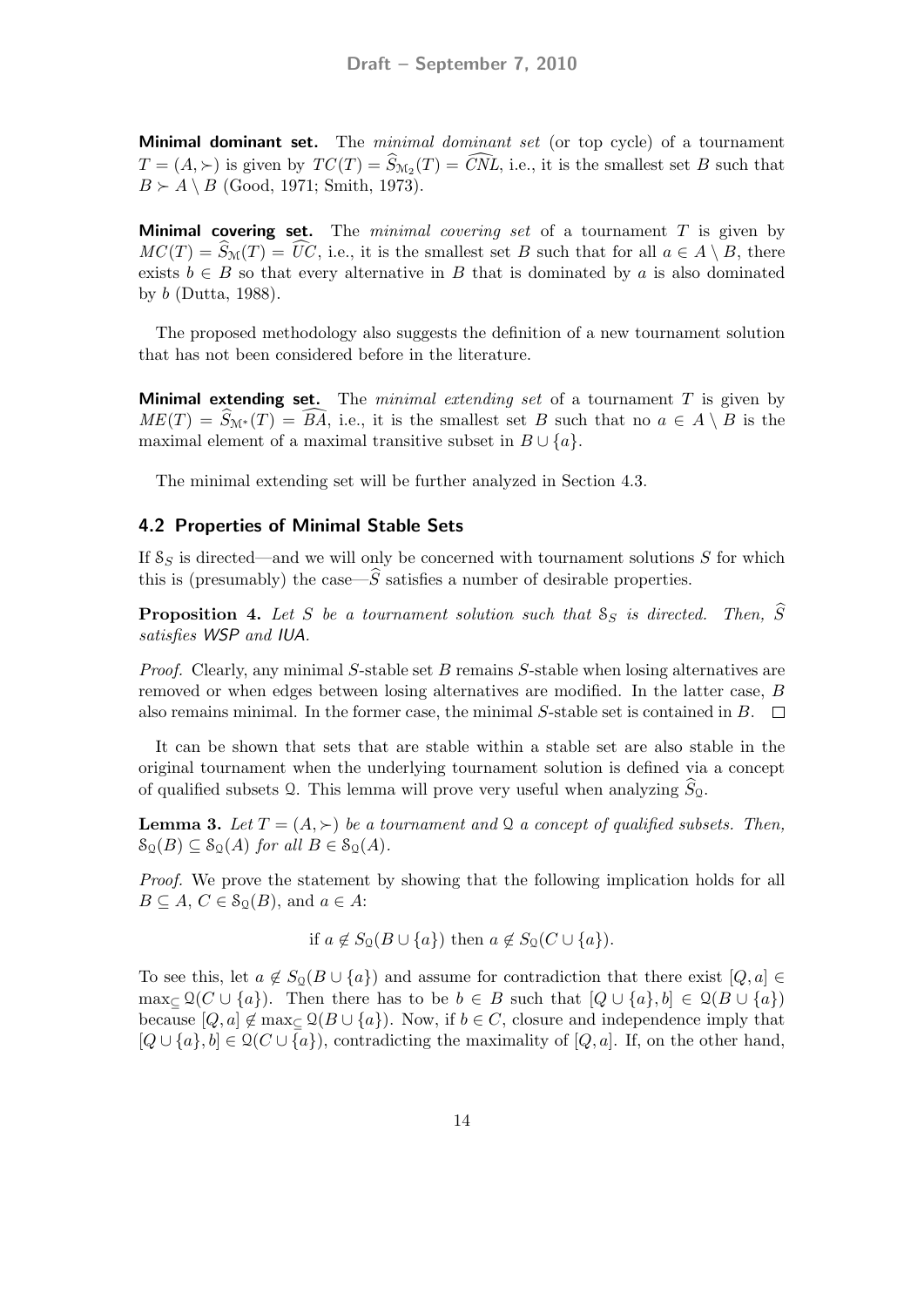**Minimal dominant set.** The *minimal dominant set* (or top cycle) of a tournament $T = (A, \succ)$ is given by $TC(T) = \widehat{S}_{\mathcal{M}_2}(T) = \widehat{CNL}$, i.e., it is the smallest set $B$ such that $B \succ A \setminus B$ (Good, 1971; Smith, 1973).

**Minimal covering set.** The *minimal covering set* of a tournament $T$ is given by $MC(T) = \widehat{S}_{\mathcal{M}}(T) = \widehat{UC}$, i.e., it is the smallest set $B$ such that for all $a \in A \setminus B$, there exists $b \in B$ so that every alternative in $B$ that is dominated by $a$ is also dominated by $b$ (Dutta, 1988).

The proposed methodology also suggests the definition of a new tournament solution that has not been considered before in the literature.

**Minimal extending set.** The *minimal extending set* of a tournament $T$ is given by $ME(T) = \widehat{S}_{\mathcal{M}^*}(T) = \widehat{BA}$, i.e., it is the smallest set $B$ such that no $a \in A \setminus B$ is the maximal element of a maximal transitive subset in $B \cup \{a\}$.

The minimal extending set will be further analyzed in Section 4.3.

## 4.2 Properties of Minimal Stable Sets

If $\mathcal{S}_S$ is directed—and we will only be concerned with tournament solutions $S$ for which this is (presumably) the case—$\widehat{S}$ satisfies a number of desirable properties.

**Proposition 4.** *Let $S$ be a tournament solution such that $\mathcal{S}_S$ is directed. Then, $\widehat{S}$ satisfies WSP and IUA.*

*Proof.* Clearly, any minimal $S$-stable set $B$ remains $S$-stable when losing alternatives are removed or when edges between losing alternatives are modified. In the latter case, $B$ also remains minimal. In the former case, the minimal $S$-stable set is contained in $B$. $\square$

It can be shown that sets that are stable within a stable set are also stable in the original tournament when the underlying tournament solution is defined via a concept of qualified subsets $\mathcal{Q}$. This lemma will prove very useful when analyzing $\widehat{S}_{\mathcal{Q}}$.

**Lemma 3.** *Let $T = (A, \succ)$ be a tournament and $\mathcal{Q}$ a concept of qualified subsets. Then, $\mathcal{S}_{\mathcal{Q}}(B) \subseteq \mathcal{S}_{\mathcal{Q}}(A)$ for all $B \in \mathcal{S}_{\mathcal{Q}}(A)$.*

*Proof.* We prove the statement by showing that the following implication holds for all $B \subseteq A$, $C \in \mathcal{S}_{\mathcal{Q}}(B)$, and $a \in A$:

$$\text{if } a \notin S_{\mathcal{Q}}(B \cup \{a\}) \text{ then } a \notin S_{\mathcal{Q}}(C \cup \{a\}).$$

To see this, let $a \notin S_{\mathcal{Q}}(B \cup \{a\})$ and assume for contradiction that there exist $[Q, a] \in \max_{\subseteq} \mathcal{Q}(C \cup \{a\})$. Then there has to be $b \in B$ such that $[Q \cup \{a\}, b] \in \mathcal{Q}(B \cup \{a\})$ because $[Q, a] \notin \max_{\subseteq} \mathcal{Q}(B \cup \{a\})$. Now, if $b \in C$, closure and independence imply that $[Q \cup \{a\}, b] \in \mathcal{Q}(C \cup \{a\})$, contradicting the maximality of $[Q, a]$. If, on the other hand,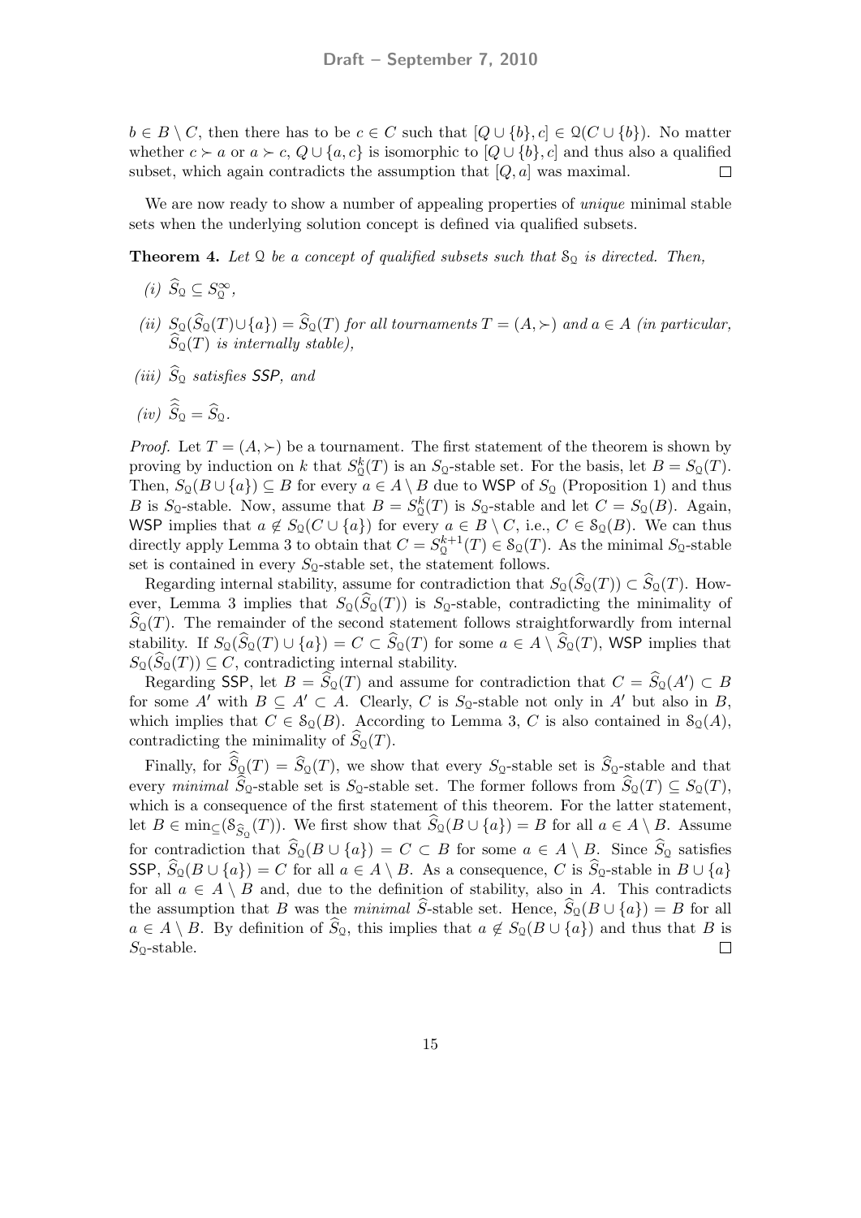$b \in B \setminus C$, then there has to be $c \in C$ such that $[Q \cup \{b\}, c] \in \mathcal{Q}(C \cup \{b\})$. No matter whether $c \succ a$ or $a \succ c$, $Q \cup \{a, c\}$ is isomorphic to $[Q \cup \{b\}, c]$ and thus also a qualified subset, which again contradicts the assumption that $[Q, a]$ was maximal. $\square$

We are now ready to show a number of appealing properties of *unique* minimal stable sets when the underlying solution concept is defined via qualified subsets.

**Theorem 4.** *Let $\mathcal{Q}$ be a concept of qualified subsets such that $\mathcal{S}_{\mathcal{Q}}$ is directed. Then,*

*(i)* $\widehat{S}_{\mathcal{Q}} \subseteq S_{\mathcal{Q}}^{\infty}$,

*(ii)* $S_{\mathcal{Q}}(\widehat{S}_{\mathcal{Q}}(T) \cup \{a\}) = \widehat{S}_{\mathcal{Q}}(T)$ *for all tournaments $T = (A, \succ)$ and $a \in A$ (in particular, $\widehat{S}_{\mathcal{Q}}(T)$ is internally stable),*

*(iii)* $\widehat{S}_{\mathcal{Q}}$ *satisfies* SSP, *and*

*(iv)* $\widehat{\widehat{S}}_{\mathcal{Q}} = \widehat{S}_{\mathcal{Q}}$.

*Proof.* Let $T = (A, \succ)$ be a tournament. The first statement of the theorem is shown by proving by induction on $k$ that $S_{\mathcal{Q}}^k(T)$ is an $S_{\mathcal{Q}}$-stable set. For the basis, let $B = S_{\mathcal{Q}}(T)$. Then, $S_{\mathcal{Q}}(B \cup \{a\}) \subseteq B$ for every $a \in A \setminus B$ due to WSP of $S_{\mathcal{Q}}$ (Proposition 1) and thus $B$ is $S_{\mathcal{Q}}$-stable. Now, assume that $B = S_{\mathcal{Q}}^k(T)$ is $S_{\mathcal{Q}}$-stable and let $C = S_{\mathcal{Q}}(B)$. Again, WSP implies that $a \notin S_{\mathcal{Q}}(C \cup \{a\})$ for every $a \in B \setminus C$, i.e., $C \in \mathcal{S}_{\mathcal{Q}}(B)$. We can thus directly apply Lemma 3 to obtain that $C = S_{\mathcal{Q}}^{k+1}(T) \in \mathcal{S}_{\mathcal{Q}}(T)$. As the minimal $S_{\mathcal{Q}}$-stable set is contained in every $S_{\mathcal{Q}}$-stable set, the statement follows.

Regarding internal stability, assume for contradiction that $S_{\mathcal{Q}}(\widehat{S}_{\mathcal{Q}}(T)) \subset \widehat{S}_{\mathcal{Q}}(T)$. However, Lemma 3 implies that $S_{\mathcal{Q}}(\widehat{S}_{\mathcal{Q}}(T))$ is $S_{\mathcal{Q}}$-stable, contradicting the minimality of $\widehat{S}_{\mathcal{Q}}(T)$. The remainder of the second statement follows straightforwardly from internal stability. If $S_{\mathcal{Q}}(\widehat{S}_{\mathcal{Q}}(T) \cup \{a\}) = C \subset \widehat{S}_{\mathcal{Q}}(T)$ for some $a \in A \setminus \widehat{S}_{\mathcal{Q}}(T)$, WSP implies that $S_{\mathcal{Q}}(\widehat{S}_{\mathcal{Q}}(T)) \subseteq C$, contradicting internal stability.

Regarding SSP, let $B = \widehat{S}_{\mathcal{Q}}(T)$ and assume for contradiction that $C = \widehat{S}_{\mathcal{Q}}(A') \subset B$ for some $A'$ with $B \subseteq A' \subset A$. Clearly, $C$ is $S_{\mathcal{Q}}$-stable not only in $A'$ but also in $B$, which implies that $C \in \mathcal{S}_{\mathcal{Q}}(B)$. According to Lemma 3, $C$ is also contained in $\mathcal{S}_{\mathcal{Q}}(A)$, contradicting the minimality of $\widehat{S}_{\mathcal{Q}}(T)$.

Finally, for $\widehat{\widehat{S}}_{\mathcal{Q}}(T) = \widehat{S}_{\mathcal{Q}}(T)$, we show that every $S_{\mathcal{Q}}$-stable set is $\widehat{S}_{\mathcal{Q}}$-stable and that every *minimal* $\widehat{S}_{\mathcal{Q}}$-stable set is $S_{\mathcal{Q}}$-stable set. The former follows from $\widehat{S}_{\mathcal{Q}}(T) \subseteq S_{\mathcal{Q}}(T)$, which is a consequence of the first statement of this theorem. For the latter statement, let $B \in \min_{\subseteq}(\mathcal{S}_{\widehat{S}_{\mathcal{Q}}}(T))$. We first show that $\widehat{S}_{\mathcal{Q}}(B \cup \{a\}) = B$ for all $a \in A \setminus B$. Assume for contradiction that $\widehat{S}_{\mathcal{Q}}(B \cup \{a\}) = C \subset B$ for some $a \in A \setminus B$. Since $\widehat{S}_{\mathcal{Q}}$ satisfies SSP, $\widehat{S}_{\mathcal{Q}}(B \cup \{a\}) = C$ for all $a \in A \setminus B$. As a consequence, $C$ is $\widehat{S}_{\mathcal{Q}}$-stable in $B \cup \{a\}$ for all $a \in A \setminus B$ and, due to the definition of stability, also in $A$. This contradicts the assumption that $B$ was the *minimal* $\widehat{S}$-stable set. Hence, $\widehat{S}_{\mathcal{Q}}(B \cup \{a\}) = B$ for all $a \in A \setminus B$. By definition of $\widehat{S}_{\mathcal{Q}}$, this implies that $a \notin S_{\mathcal{Q}}(B \cup \{a\})$ and thus that $B$ is $S_{\mathcal{Q}}$-stable. $\square$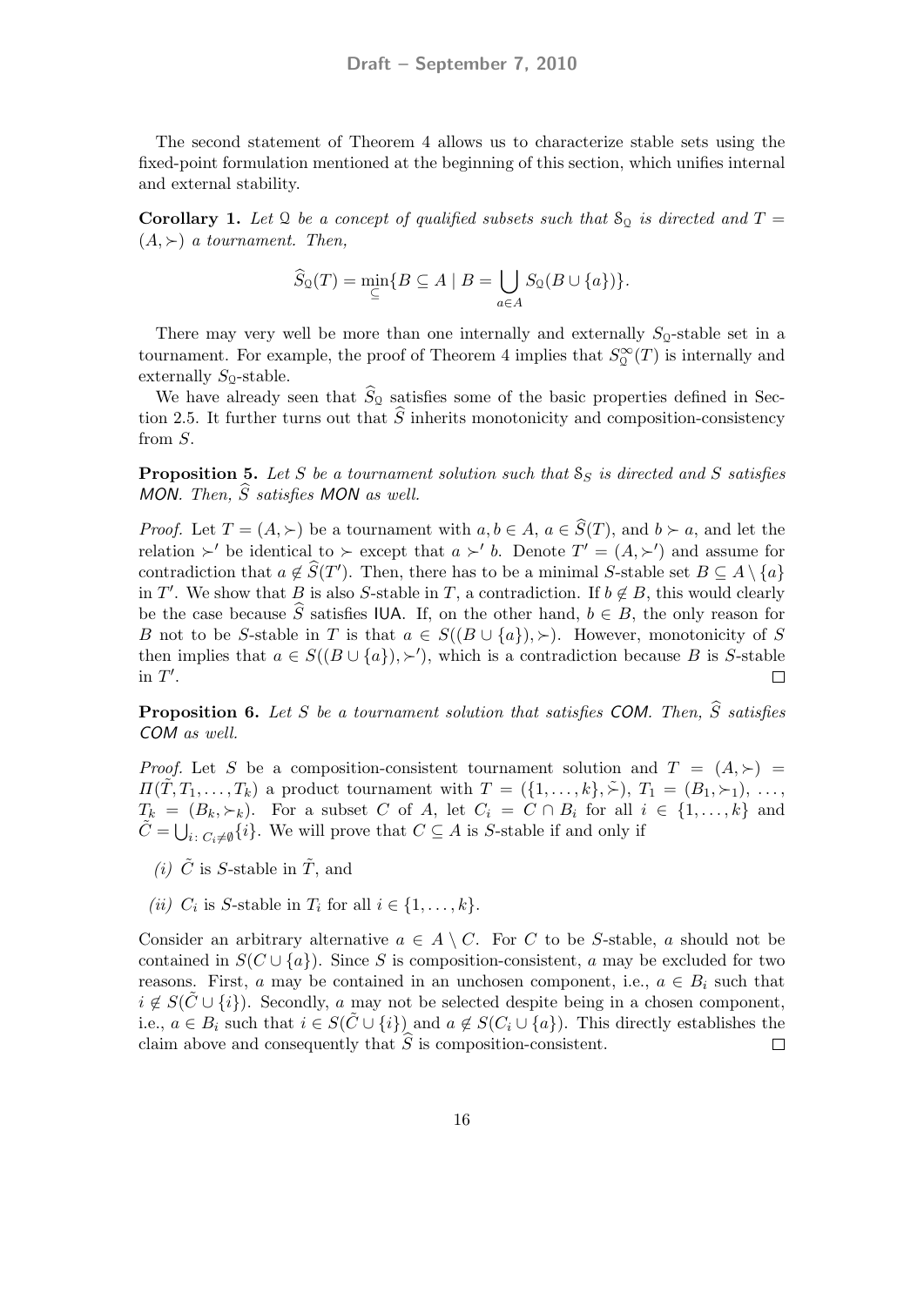The second statement of Theorem 4 allows us to characterize stable sets using the fixed-point formulation mentioned at the beginning of this section, which unifies internal and external stability.

**Corollary 1.** *Let $\mathcal{Q}$ be a concept of qualified subsets such that $\mathcal{S}_\mathcal{Q}$ is directed and $T = (A, \succ)$ a tournament. Then,*

$$\widehat{S}_\mathcal{Q}(T) = \min_{\subseteq}\{B \subseteq A \mid B = \bigcup_{a \in A} S_\mathcal{Q}(B \cup \{a\})\}.$$

There may very well be more than one internally and externally $S_\mathcal{Q}$-stable set in a tournament. For example, the proof of Theorem 4 implies that $S_\mathcal{Q}^\infty(T)$ is internally and externally $S_\mathcal{Q}$-stable.

We have already seen that $\widehat{S}_\mathcal{Q}$ satisfies some of the basic properties defined in Section 2.5. It further turns out that $\widehat{S}$ inherits monotonicity and composition-consistency from $S$.

**Proposition 5.** *Let $S$ be a tournament solution such that $\mathcal{S}_S$ is directed and $S$ satisfies MON. Then, $\widehat{S}$ satisfies MON as well.*

*Proof.* Let $T = (A, \succ)$ be a tournament with $a, b \in A$, $a \in \widehat{S}(T)$, and $b \succ a$, and let the relation $\succ'$ be identical to $\succ$ except that $a \succ' b$. Denote $T' = (A, \succ')$ and assume for contradiction that $a \notin \widehat{S}(T')$. Then, there has to be a minimal $S$-stable set $B \subseteq A \setminus \{a\}$ in $T'$. We show that $B$ is also $S$-stable in $T$, a contradiction. If $b \notin B$, this would clearly be the case because $\widehat{S}$ satisfies IUA. If, on the other hand, $b \in B$, the only reason for $B$ not to be $S$-stable in $T$ is that $a \in S((B \cup \{a\}), \succ)$. However, monotonicity of $S$ then implies that $a \in S((B \cup \{a\}), \succ')$, which is a contradiction because $B$ is $S$-stable in $T'$. $\square$

**Proposition 6.** *Let $S$ be a tournament solution that satisfies COM. Then, $\widehat{S}$ satisfies COM as well.*

*Proof.* Let $S$ be a composition-consistent tournament solution and $T = (A, \succ) = \Pi(\tilde{T}, T_1, \dots, T_k)$ a product tournament with $\tilde{T} = (\{1, \dots, k\}, \tilde{\succ})$, $T_1 = (B_1, \succ_1)$, $\dots$, $T_k = (B_k, \succ_k)$. For a subset $C$ of $A$, let $C_i = C \cap B_i$ for all $i \in \{1, \dots, k\}$ and $\tilde{C} = \bigcup_{i\colon C_i \neq \emptyset}\{i\}$. We will prove that $C \subseteq A$ is $S$-stable if and only if

*(i)* $\tilde{C}$ is $S$-stable in $\tilde{T}$, and

*(ii)* $C_i$ is $S$-stable in $T_i$ for all $i \in \{1, \dots, k\}$.

Consider an arbitrary alternative $a \in A \setminus C$. For $C$ to be $S$-stable, $a$ should not be contained in $S(C \cup \{a\})$. Since $S$ is composition-consistent, $a$ may be excluded for two reasons. First, $a$ may be contained in an unchosen component, i.e., $a \in B_i$ such that $i \notin S(\tilde{C} \cup \{i\})$. Secondly, $a$ may not be selected despite being in a chosen component, i.e., $a \in B_i$ such that $i \in S(\tilde{C} \cup \{i\})$ and $a \notin S(C_i \cup \{a\})$. This directly establishes the claim above and consequently that $\widehat{S}$ is composition-consistent. $\square$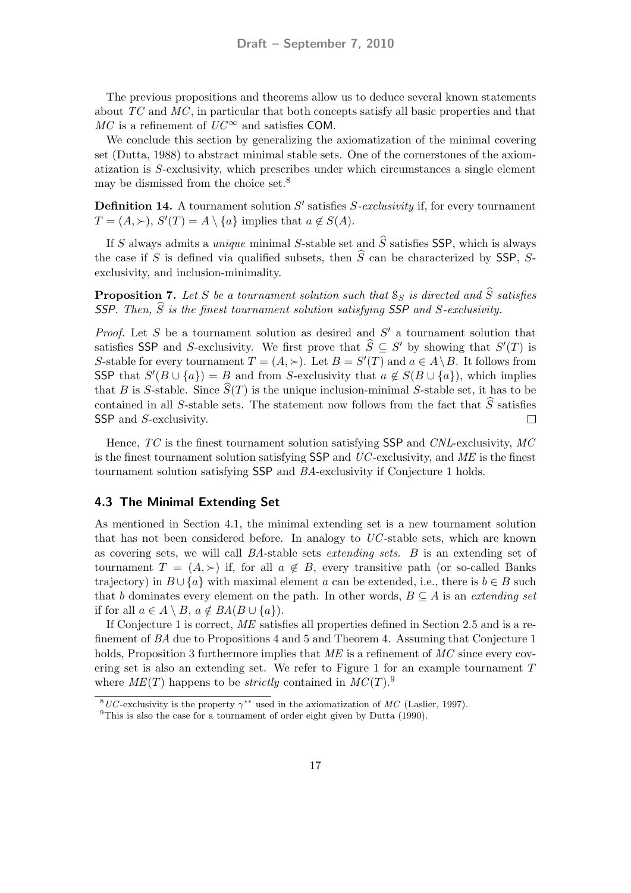The previous propositions and theorems allow us to deduce several known statements about $TC$ and $MC$, in particular that both concepts satisfy all basic properties and that $MC$ is a refinement of $UC^{\infty}$ and satisfies COM.

We conclude this section by generalizing the axiomatization of the minimal covering set (Dutta, 1988) to abstract minimal stable sets. One of the cornerstones of the axiomatization is $S$-exclusivity, which prescribes under which circumstances a single element may be dismissed from the choice set.[8]

**Definition 14.** A tournament solution $S'$ satisfies *$S$-exclusivity* if, for every tournament $T = (A, \succ)$, $S'(T) = A \setminus \{a\}$ implies that $a \notin S(A)$.

If $S$ always admits a *unique* minimal $S$-stable set and $\widehat{S}$ satisfies SSP, which is always the case if $S$ is defined via qualified subsets, then $\widehat{S}$ can be characterized by SSP, $S$-exclusivity, and inclusion-minimality.

**Proposition 7.** *Let $S$ be a tournament solution such that $\mathcal{S}_S$ is directed and $\widehat{S}$ satisfies SSP. Then, $\widehat{S}$ is the finest tournament solution satisfying SSP and $S$-exclusivity.*

*Proof.* Let $S$ be a tournament solution as desired and $S'$ a tournament solution that satisfies SSP and $S$-exclusivity. We first prove that $\widehat{S} \subseteq S'$ by showing that $S'(T)$ is $S$-stable for every tournament $T = (A, \succ)$. Let $B = S'(T)$ and $a \in A \setminus B$. It follows from SSP that $S'(B \cup \{a\}) = B$ and from $S$-exclusivity that $a \notin S(B \cup \{a\})$, which implies that $B$ is $S$-stable. Since $\widehat{S}(T)$ is the unique inclusion-minimal $S$-stable set, it has to be contained in all $S$-stable sets. The statement now follows from the fact that $\widehat{S}$ satisfies SSP and $S$-exclusivity. $\square$

Hence, $TC$ is the finest tournament solution satisfying SSP and $CNL$-exclusivity, $MC$ is the finest tournament solution satisfying SSP and $UC$-exclusivity, and $ME$ is the finest tournament solution satisfying SSP and $BA$-exclusivity if Conjecture 1 holds.

### 4.3 The Minimal Extending Set

As mentioned in Section 4.1, the minimal extending set is a new tournament solution that has not been considered before. In analogy to $UC$-stable sets, which are known as covering sets, we will call $BA$-stable sets *extending sets*. $B$ is an extending set of tournament $T = (A, \succ)$ if, for all $a \notin B$, every transitive path (or so-called Banks trajectory) in $B \cup \{a\}$ with maximal element $a$ can be extended, i.e., there is $b \in B$ such that $b$ dominates every element on the path. In other words, $B \subseteq A$ is an *extending set* if for all $a \in A \setminus B$, $a \notin BA(B \cup \{a\})$.

If Conjecture 1 is correct, $ME$ satisfies all properties defined in Section 2.5 and is a refinement of $BA$ due to Propositions 4 and 5 and Theorem 4. Assuming that Conjecture 1 holds, Proposition 3 furthermore implies that $ME$ is a refinement of $MC$ since every covering set is also an extending set. We refer to Figure 1 for an example tournament $T$ where $ME(T)$ happens to be *strictly* contained in $MC(T)$.[9]

---

[8] $UC$-exclusivity is the property $\gamma^{**}$ used in the axiomatization of $MC$ (Laslier, 1997).

[9] This is also the case for a tournament of order eight given by Dutta (1990).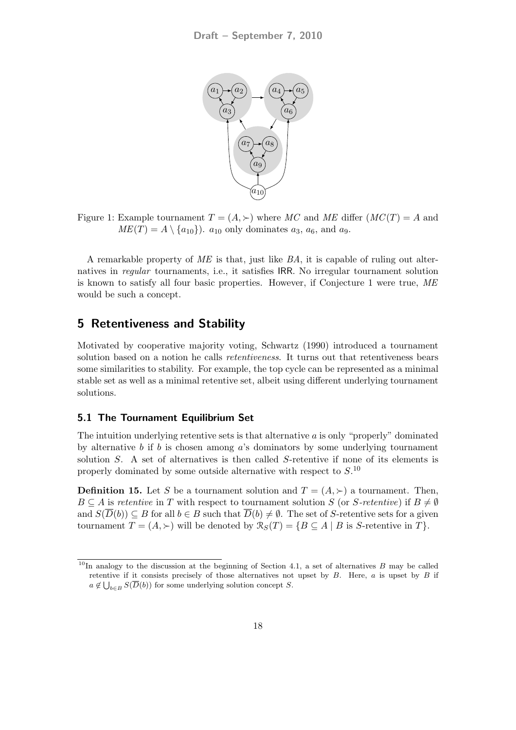Figure 1: Example tournament $T = (A, \succ)$ where $MC$ and $ME$ differ ($MC(T) = A$ and $ME(T) = A \setminus \{a_{10}\}$). $a_{10}$ only dominates $a_3$, $a_6$, and $a_9$.

A remarkable property of $ME$ is that, just like $BA$, it is capable of ruling out alternatives in *regular* tournaments, i.e., it satisfies IRR. No irregular tournament solution is known to satisfy all four basic properties. However, if Conjecture 1 were true, $ME$ would be such a concept.

## 5 Retentiveness and Stability

Motivated by cooperative majority voting, Schwartz (1990) introduced a tournament solution based on a notion he calls *retentiveness*. It turns out that retentiveness bears some similarities to stability. For example, the top cycle can be represented as a minimal stable set as well as a minimal retentive set, albeit using different underlying tournament solutions.

### 5.1 The Tournament Equilibrium Set

The intuition underlying retentive sets is that alternative $a$ is only "properly" dominated by alternative $b$ if $b$ is chosen among $a$'s dominators by some underlying tournament solution $S$. A set of alternatives is then called $S$-retentive if none of its elements is properly dominated by some outside alternative with respect to $S$.[10]

**Definition 15.** Let $S$ be a tournament solution and $T = (A, \succ)$ a tournament. Then, $B \subseteq A$ is *retentive* in $T$ with respect to tournament solution $S$ (or $S$-*retentive*) if $B \neq \emptyset$ and $S(\overline{D}(b)) \subseteq B$ for all $b \in B$ such that $\overline{D}(b) \neq \emptyset$. The set of $S$-retentive sets for a given tournament $T = (A, \succ)$ will be denoted by $\mathcal{R}_S(T) = \{B \subseteq A \mid B \text{ is } S\text{-retentive in } T\}$.

[10] In analogy to the discussion at the beginning of Section 4.1, a set of alternatives $B$ may be called retentive if it consists precisely of those alternatives not upset by $B$. Here, $a$ is upset by $B$ if $a \notin \bigcup_{b \in B} S(\overline{D}(b))$ for some underlying solution concept $S$.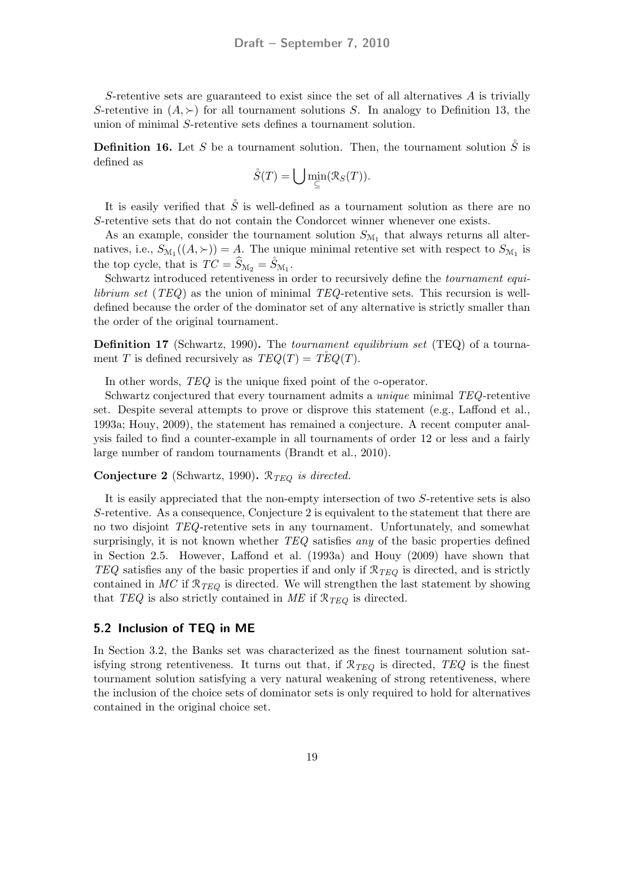$S$-retentive sets are guaranteed to exist since the set of all alternatives $A$ is trivially $S$-retentive in $(A, \succ)$ for all tournament solutions $S$. In analogy to Definition 13, the union of minimal $S$-retentive sets defines a tournament solution.

**Definition 16.** Let $S$ be a tournament solution. Then, the tournament solution $\mathring{S}$ is defined as

$$\mathring{S}(T) = \bigcup \min_{\subseteq}(\mathcal{R}_S(T)).$$

It is easily verified that $\mathring{S}$ is well-defined as a tournament solution as there are no $S$-retentive sets that do not contain the Condorcet winner whenever one exists.

As an example, consider the tournament solution $S_{\mathcal{M}_1}$ that always returns all alternatives, i.e., $S_{\mathcal{M}_1}((A, \succ)) = A$. The unique minimal retentive set with respect to $S_{\mathcal{M}_1}$ is the top cycle, that is $TC = \widehat{S}_{\mathcal{M}_2} = \mathring{S}_{\mathcal{M}_1}$.

Schwartz introduced retentiveness in order to recursively define the *tournament equilibrium set* (*TEQ*) as the union of minimal *TEQ*-retentive sets. This recursion is well-defined because the order of the dominator set of any alternative is strictly smaller than the order of the original tournament.

**Definition 17** (Schwartz, 1990)**.** The *tournament equilibrium set* (TEQ) of a tournament $T$ is defined recursively as $TEQ(T) = \mathring{TEQ}(T)$.

In other words, *TEQ* is the unique fixed point of the $\circ$-operator.

Schwartz conjectured that every tournament admits a *unique* minimal *TEQ*-retentive set. Despite several attempts to prove or disprove this statement (e.g., Laffond et al., 1993a; Houy, 2009), the statement has remained a conjecture. A recent computer analysis failed to find a counter-example in all tournaments of order 12 or less and a fairly large number of random tournaments (Brandt et al., 2010).

**Conjecture 2** (Schwartz, 1990)**.** *$\mathcal{R}_{TEQ}$ is directed.*

It is easily appreciated that the non-empty intersection of two $S$-retentive sets is also $S$-retentive. As a consequence, Conjecture 2 is equivalent to the statement that there are no two disjoint *TEQ*-retentive sets in any tournament. Unfortunately, and somewhat surprisingly, it is not known whether *TEQ* satisfies *any* of the basic properties defined in Section 2.5. However, Laffond et al. (1993a) and Houy (2009) have shown that *TEQ* satisfies any of the basic properties if and only if $\mathcal{R}_{TEQ}$ is directed, and is strictly contained in *MC* if $\mathcal{R}_{TEQ}$ is directed. We will strengthen the last statement by showing that *TEQ* is also strictly contained in *ME* if $\mathcal{R}_{TEQ}$ is directed.

## 5.2 Inclusion of TEQ in ME

In Section 3.2, the Banks set was characterized as the finest tournament solution satisfying strong retentiveness. It turns out that, if $\mathcal{R}_{TEQ}$ is directed, *TEQ* is the finest tournament solution satisfying a very natural weakening of strong retentiveness, where the inclusion of the choice sets of dominator sets is only required to hold for alternatives contained in the original choice set.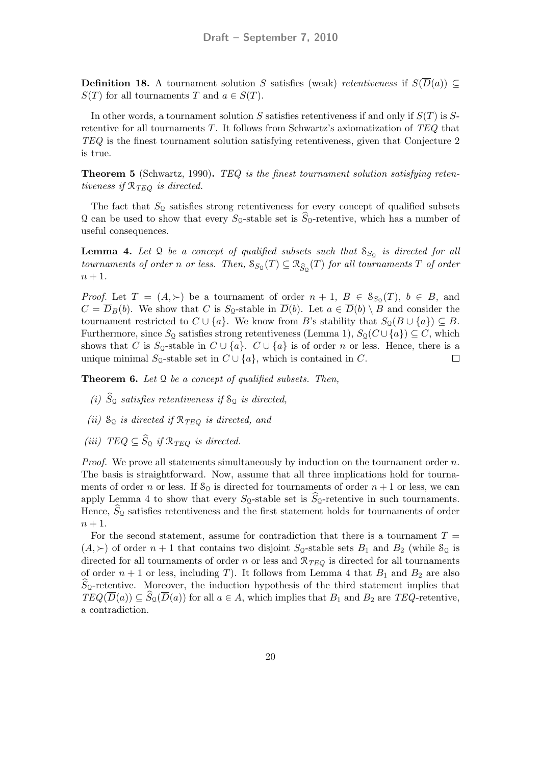**Definition 18.** A tournament solution $S$ satisfies (weak) *retentiveness* if $S(\overline{D}(a)) \subseteq S(T)$ for all tournaments $T$ and $a \in S(T)$.

In other words, a tournament solution $S$ satisfies retentiveness if and only if $S(T)$ is $S$-retentive for all tournaments $T$. It follows from Schwartz's axiomatization of *TEQ* that *TEQ* is the finest tournament solution satisfying retentiveness, given that Conjecture 2 is true.

**Theorem 5** (Schwartz, 1990)**.** *TEQ is the finest tournament solution satisfying retentiveness if $\mathcal{R}_{TEQ}$ is directed.*

The fact that $S_{\mathcal{Q}}$ satisfies strong retentiveness for every concept of qualified subsets $\mathcal{Q}$ can be used to show that every $S_{\mathcal{Q}}$-stable set is $\widehat{S}_{\mathcal{Q}}$-retentive, which has a number of useful consequences.

**Lemma 4.** *Let $\mathcal{Q}$ be a concept of qualified subsets such that $\mathcal{S}_{S_{\mathcal{Q}}}$ is directed for all tournaments of order $n$ or less. Then, $\mathcal{S}_{S_{\mathcal{Q}}}(T) \subseteq \mathcal{R}_{\widehat{S}_{\mathcal{Q}}}(T)$ for all tournaments $T$ of order $n+1$.*

*Proof.* Let $T = (A, \succ)$ be a tournament of order $n+1$, $B \in \mathcal{S}_{S_{\mathcal{Q}}}(T)$, $b \in B$, and $C = \overline{D}_B(b)$. We show that $C$ is $S_{\mathcal{Q}}$-stable in $\overline{D}(b)$. Let $a \in \overline{D}(b) \setminus B$ and consider the tournament restricted to $C \cup \{a\}$. We know from $B$'s stability that $S_{\mathcal{Q}}(B \cup \{a\}) \subseteq B$. Furthermore, since $S_{\mathcal{Q}}$ satisfies strong retentiveness (Lemma 1), $S_{\mathcal{Q}}(C \cup \{a\}) \subseteq C$, which shows that $C$ is $S_{\mathcal{Q}}$-stable in $C \cup \{a\}$. $C \cup \{a\}$ is of order $n$ or less. Hence, there is a unique minimal $S_{\mathcal{Q}}$-stable set in $C \cup \{a\}$, which is contained in $C$. $\square$

**Theorem 6.** *Let $\mathcal{Q}$ be a concept of qualified subsets. Then,*

*(i) $\widehat{S}_{\mathcal{Q}}$ satisfies retentiveness if $\mathcal{S}_{\mathcal{Q}}$ is directed,*

*(ii) $\mathcal{S}_{\mathcal{Q}}$ is directed if $\mathcal{R}_{TEQ}$ is directed, and*

*(iii) $TEQ \subseteq \widehat{S}_{\mathcal{Q}}$ if $\mathcal{R}_{TEQ}$ is directed.*

*Proof.* We prove all statements simultaneously by induction on the tournament order $n$. The basis is straightforward. Now, assume that all three implications hold for tournaments of order $n$ or less. If $\mathcal{S}_{\mathcal{Q}}$ is directed for tournaments of order $n+1$ or less, we can apply Lemma 4 to show that every $S_{\mathcal{Q}}$-stable set is $\widehat{S}_{\mathcal{Q}}$-retentive in such tournaments. Hence, $\widehat{S}_{\mathcal{Q}}$ satisfies retentiveness and the first statement holds for tournaments of order $n+1$.

For the second statement, assume for contradiction that there is a tournament $T = (A, \succ)$ of order $n+1$ that contains two disjoint $S_{\mathcal{Q}}$-stable sets $B_1$ and $B_2$ (while $\mathcal{S}_{\mathcal{Q}}$ is directed for all tournaments of order $n$ or less and $\mathcal{R}_{TEQ}$ is directed for all tournaments of order $n+1$ or less, including $T$). It follows from Lemma 4 that $B_1$ and $B_2$ are also $\widehat{S}_{\mathcal{Q}}$-retentive. Moreover, the induction hypothesis of the third statement implies that $TEQ(\overline{D}(a)) \subseteq \widehat{S}_{\mathcal{Q}}(\overline{D}(a))$ for all $a \in A$, which implies that $B_1$ and $B_2$ are *TEQ*-retentive, a contradiction.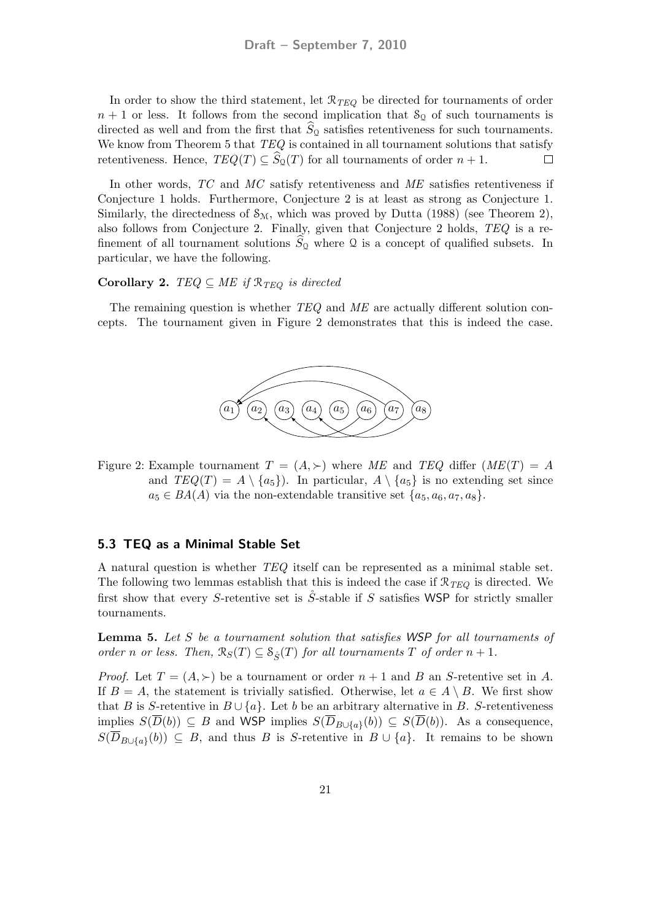In order to show the third statement, let $\mathcal{R}_{TEQ}$ be directed for tournaments of order $n+1$ or less. It follows from the second implication that $\mathcal{S}_{\mathcal{Q}}$ of such tournaments is directed as well and from the first that $\widehat{S}_{\mathcal{Q}}$ satisfies retentiveness for such tournaments. We know from Theorem 5 that $TEQ$ is contained in all tournament solutions that satisfy retentiveness. Hence, $TEQ(T) \subseteq \widehat{S}_{\mathcal{Q}}(T)$ for all tournaments of order $n+1$. □

In other words, $TC$ and $MC$ satisfy retentiveness and $ME$ satisfies retentiveness if Conjecture 1 holds. Furthermore, Conjecture 2 is at least as strong as Conjecture 1. Similarly, the directedness of $\mathcal{S}_{\mathcal{M}}$, which was proved by Dutta (1988) (see Theorem 2), also follows from Conjecture 2. Finally, given that Conjecture 2 holds, $TEQ$ is a refinement of all tournament solutions $\widehat{S}_{\mathcal{Q}}$ where $\mathcal{Q}$ is a concept of qualified subsets. In particular, we have the following.

**Corollary 2.** *$TEQ \subseteq ME$ if $\mathcal{R}_{TEQ}$ is directed*

The remaining question is whether $TEQ$ and $ME$ are actually different solution concepts. The tournament given in Figure 2 demonstrates that this is indeed the case.

Figure 2: Example tournament $T = (A, \succ)$ where $ME$ and $TEQ$ differ ($ME(T) = A$ and $TEQ(T) = A \setminus \{a_5\}$). In particular, $A \setminus \{a_5\}$ is no extending set since $a_5 \in BA(A)$ via the non-extendable transitive set $\{a_5, a_6, a_7, a_8\}$.

### 5.3 TEQ as a Minimal Stable Set

A natural question is whether $TEQ$ itself can be represented as a minimal stable set. The following two lemmas establish that this is indeed the case if $\mathcal{R}_{TEQ}$ is directed. We first show that every $S$-retentive set is $\mathring{S}$-stable if $S$ satisfies WSP for strictly smaller tournaments.

**Lemma 5.** *Let $S$ be a tournament solution that satisfies WSP for all tournaments of order $n$ or less. Then, $\mathcal{R}_S(T) \subseteq \mathcal{S}_{\mathring{S}}(T)$ for all tournaments $T$ of order $n+1$.*

*Proof.* Let $T = (A, \succ)$ be a tournament or order $n+1$ and $B$ an $S$-retentive set in $A$. If $B = A$, the statement is trivially satisfied. Otherwise, let $a \in A \setminus B$. We first show that $B$ is $S$-retentive in $B \cup \{a\}$. Let $b$ be an arbitrary alternative in $B$. $S$-retentiveness implies $S(\overline{D}(b)) \subseteq B$ and WSP implies $S(\overline{D}_{B\cup\{a\}}(b)) \subseteq S(\overline{D}(b))$. As a consequence, $S(\overline{D}_{B\cup\{a\}}(b)) \subseteq B$, and thus $B$ is $S$-retentive in $B \cup \{a\}$. It remains to be shown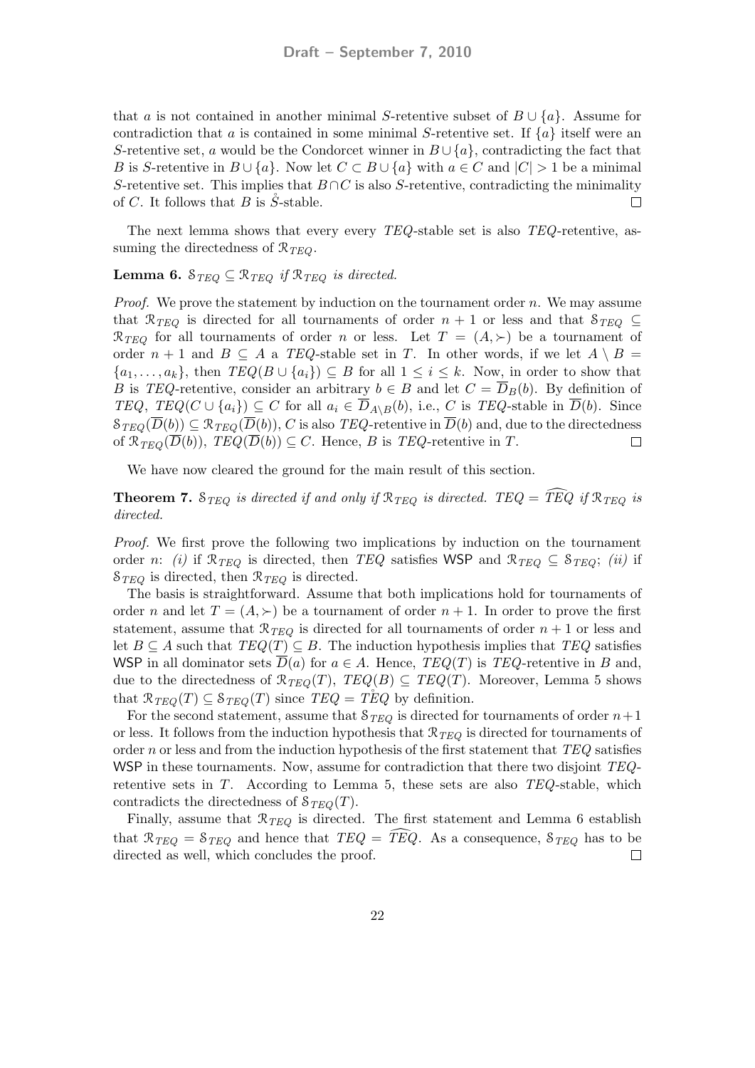that $a$ is not contained in another minimal $S$-retentive subset of $B \cup \{a\}$. Assume for contradiction that $a$ is contained in some minimal $S$-retentive set. If $\{a\}$ itself were an $S$-retentive set, $a$ would be the Condorcet winner in $B \cup \{a\}$, contradicting the fact that $B$ is $S$-retentive in $B \cup \{a\}$. Now let $C \subset B \cup \{a\}$ with $a \in C$ and $|C| > 1$ be a minimal $S$-retentive set. This implies that $B \cap C$ is also $S$-retentive, contradicting the minimality of $C$. It follows that $B$ is $\mathring{S}$-stable. $\square$

The next lemma shows that every every $TEQ$-stable set is also $TEQ$-retentive, assuming the directedness of $\mathcal{R}_{TEQ}$.

**Lemma 6.** *$\mathcal{S}_{TEQ} \subseteq \mathcal{R}_{TEQ}$ if $\mathcal{R}_{TEQ}$ is directed.*

*Proof.* We prove the statement by induction on the tournament order $n$. We may assume that $\mathcal{R}_{TEQ}$ is directed for all tournaments of order $n+1$ or less and that $\mathcal{S}_{TEQ} \subseteq \mathcal{R}_{TEQ}$ for all tournaments of order $n$ or less. Let $T = (A, \succ)$ be a tournament of order $n+1$ and $B \subseteq A$ a $TEQ$-stable set in $T$. In other words, if we let $A \setminus B = \{a_1, \ldots, a_k\}$, then $TEQ(B \cup \{a_i\}) \subseteq B$ for all $1 \leq i \leq k$. Now, in order to show that $B$ is $TEQ$-retentive, consider an arbitrary $b \in B$ and let $C = \overline{D}_B(b)$. By definition of $TEQ$, $TEQ(C \cup \{a_i\}) \subseteq C$ for all $a_i \in \overline{D}_{A \setminus B}(b)$, i.e., $C$ is $TEQ$-stable in $\overline{D}(b)$. Since $\mathcal{S}_{TEQ}(\overline{D}(b)) \subseteq \mathcal{R}_{TEQ}(\overline{D}(b))$, $C$ is also $TEQ$-retentive in $\overline{D}(b)$ and, due to the directedness of $\mathcal{R}_{TEQ}(\overline{D}(b))$, $TEQ(\overline{D}(b)) \subseteq C$. Hence, $B$ is $TEQ$-retentive in $T$. $\square$

We have now cleared the ground for the main result of this section.

**Theorem 7.** *$\mathcal{S}_{TEQ}$ is directed if and only if $\mathcal{R}_{TEQ}$ is directed. $TEQ = \widehat{TEQ}$ if $\mathcal{R}_{TEQ}$ is directed.*

*Proof.* We first prove the following two implications by induction on the tournament order $n$: *(i)* if $\mathcal{R}_{TEQ}$ is directed, then $TEQ$ satisfies WSP and $\mathcal{R}_{TEQ} \subseteq \mathcal{S}_{TEQ}$; *(ii)* if $\mathcal{S}_{TEQ}$ is directed, then $\mathcal{R}_{TEQ}$ is directed.

The basis is straightforward. Assume that both implications hold for tournaments of order $n$ and let $T = (A, \succ)$ be a tournament of order $n+1$. In order to prove the first statement, assume that $\mathcal{R}_{TEQ}$ is directed for all tournaments of order $n+1$ or less and let $B \subseteq A$ such that $TEQ(T) \subseteq B$. The induction hypothesis implies that $TEQ$ satisfies WSP in all dominator sets $\overline{D}(a)$ for $a \in A$. Hence, $TEQ(T)$ is $TEQ$-retentive in $B$ and, due to the directedness of $\mathcal{R}_{TEQ}(T)$, $TEQ(B) \subseteq TEQ(T)$. Moreover, Lemma 5 shows that $\mathcal{R}_{TEQ}(T) \subseteq \mathcal{S}_{TEQ}(T)$ since $TEQ = \mathring{TEQ}$ by definition.

For the second statement, assume that $\mathcal{S}_{TEQ}$ is directed for tournaments of order $n+1$ or less. It follows from the induction hypothesis that $\mathcal{R}_{TEQ}$ is directed for tournaments of order $n$ or less and from the induction hypothesis of the first statement that $TEQ$ satisfies WSP in these tournaments. Now, assume for contradiction that there two disjoint $TEQ$-retentive sets in $T$. According to Lemma 5, these sets are also $TEQ$-stable, which contradicts the directedness of $\mathcal{S}_{TEQ}(T)$.

Finally, assume that $\mathcal{R}_{TEQ}$ is directed. The first statement and Lemma 6 establish that $\mathcal{R}_{TEQ} = \mathcal{S}_{TEQ}$ and hence that $TEQ = \widehat{TEQ}$. As a consequence, $\mathcal{S}_{TEQ}$ has to be directed as well, which concludes the proof. $\square$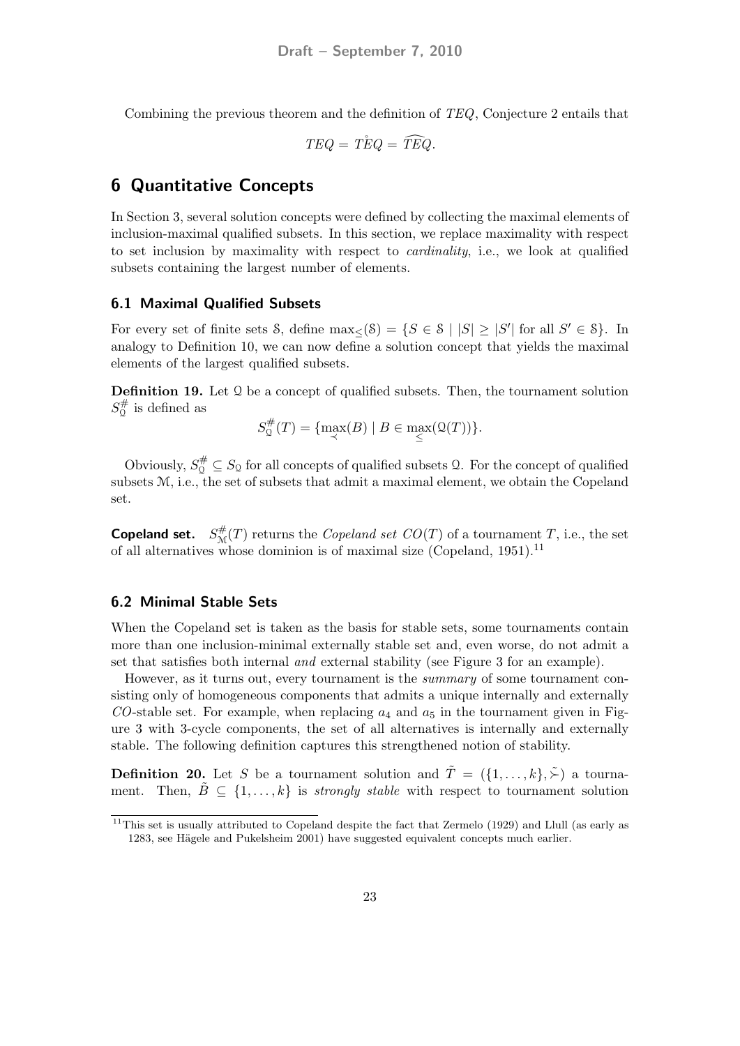Combining the previous theorem and the definition of $TEQ$, Conjecture 2 entails that

$$TEQ = \mathring{TEQ} = \widehat{TEQ}.$$

## 6 Quantitative Concepts

In Section 3, several solution concepts were defined by collecting the maximal elements of inclusion-maximal qualified subsets. In this section, we replace maximality with respect to set inclusion by maximality with respect to *cardinality*, i.e., we look at qualified subsets containing the largest number of elements.

### 6.1 Maximal Qualified Subsets

For every set of finite sets $\mathcal{S}$, define $\max_{\leq}(\mathcal{S}) = \{S \in \mathcal{S} \mid |S| \geq |S'| \text{ for all } S' \in \mathcal{S}\}$. In analogy to Definition 10, we can now define a solution concept that yields the maximal elements of the largest qualified subsets.

**Definition 19.** Let $\mathcal{Q}$ be a concept of qualified subsets. Then, the tournament solution $S^{\#}_{\mathcal{Q}}$ is defined as

$$S^{\#}_{\mathcal{Q}}(T) = \{\max_{\prec}(B) \mid B \in \max_{\leq}(\mathcal{Q}(T))\}.$$

Obviously, $S^{\#}_{\mathcal{Q}} \subseteq S_{\mathcal{Q}}$ for all concepts of qualified subsets $\mathcal{Q}$. For the concept of qualified subsets $\mathcal{M}$, i.e., the set of subsets that admit a maximal element, we obtain the Copeland set.

**Copeland set.** $S^{\#}_{\mathcal{M}}(T)$ returns the *Copeland set* $CO(T)$ of a tournament $T$, i.e., the set of all alternatives whose dominion is of maximal size (Copeland, 1951).[11]

### 6.2 Minimal Stable Sets

When the Copeland set is taken as the basis for stable sets, some tournaments contain more than one inclusion-minimal externally stable set and, even worse, do not admit a set that satisfies both internal *and* external stability (see Figure 3 for an example).

However, as it turns out, every tournament is the *summary* of some tournament consisting only of homogeneous components that admits a unique internally and externally $CO$-stable set. For example, when replacing $a_4$ and $a_5$ in the tournament given in Figure 3 with 3-cycle components, the set of all alternatives is internally and externally stable. The following definition captures this strengthened notion of stability.

**Definition 20.** Let $S$ be a tournament solution and $\tilde{T} = (\{1, \ldots, k\}, \tilde{\succ})$ a tournament. Then, $\tilde{B} \subseteq \{1, \ldots, k\}$ is *strongly stable* with respect to tournament solution

[11] This set is usually attributed to Copeland despite the fact that Zermelo (1929) and Llull (as early as 1283, see Hägele and Pukelsheim 2001) have suggested equivalent concepts much earlier.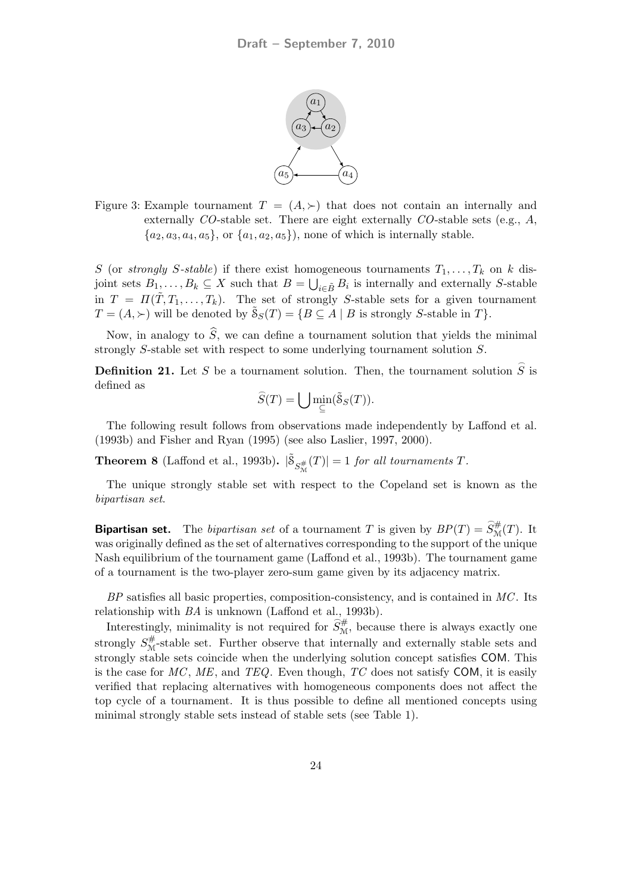Figure 3: Example tournament $T = (A, \succ)$ that does not contain an internally and externally $CO$-stable set. There are eight externally $CO$-stable sets (e.g., $A$, $\{a_2, a_3, a_4, a_5\}$, or $\{a_1, a_2, a_5\}$), none of which is internally stable.

$S$ (or *strongly $S$-stable*) if there exist homogeneous tournaments $T_1, \ldots, T_k$ on $k$ disjoint sets $B_1, \ldots, B_k \subseteq X$ such that $B = \bigcup_{i \in \tilde{B}} B_i$ is internally and externally $S$-stable in $T = \Pi(\tilde{T}, T_1, \ldots, T_k)$. The set of strongly $S$-stable sets for a given tournament $T = (A, \succ)$ will be denoted by $\tilde{\mathcal{S}}_S(T) = \{B \subseteq A \mid B \text{ is strongly } S\text{-stable in } T\}$.

Now, in analogy to $\widehat{S}$, we can define a tournament solution that yields the minimal strongly $S$-stable set with respect to some underlying tournament solution $S$.

**Definition 21.** Let $S$ be a tournament solution. Then, the tournament solution $\widehat{S}$ is defined as

$$\widehat{S}(T) = \bigcup \min_{\subseteq}(\tilde{\mathcal{S}}_S(T)).$$

The following result follows from observations made independently by Laffond et al. (1993b) and Fisher and Ryan (1995) (see also Laslier, 1997, 2000).

**Theorem 8** (Laffond et al., 1993b). *$|\tilde{\mathcal{S}}_{S^{\#}_{\mathcal{M}}}(T)| = 1$ for all tournaments $T$.*

The unique strongly stable set with respect to the Copeland set is known as the *bipartisan set*.

**Bipartisan set.** The *bipartisan set* of a tournament $T$ is given by $BP(T) = \widehat{S}^{\#}_{\mathcal{M}}(T)$. It was originally defined as the set of alternatives corresponding to the support of the unique Nash equilibrium of the tournament game (Laffond et al., 1993b). The tournament game of a tournament is the two-player zero-sum game given by its adjacency matrix.

$BP$ satisfies all basic properties, composition-consistency, and is contained in $MC$. Its relationship with $BA$ is unknown (Laffond et al., 1993b).

Interestingly, minimality is not required for $\widehat{S}^{\#}_{\mathcal{M}}$, because there is always exactly one strongly $S^{\#}_{\mathcal{M}}$-stable set. Further observe that internally and externally stable sets and strongly stable sets coincide when the underlying solution concept satisfies COM. This is the case for $MC$, $ME$, and $TEQ$. Even though, $TC$ does not satisfy COM, it is easily verified that replacing alternatives with homogeneous components does not affect the top cycle of a tournament. It is thus possible to define all mentioned concepts using minimal strongly stable sets instead of stable sets (see Table 1).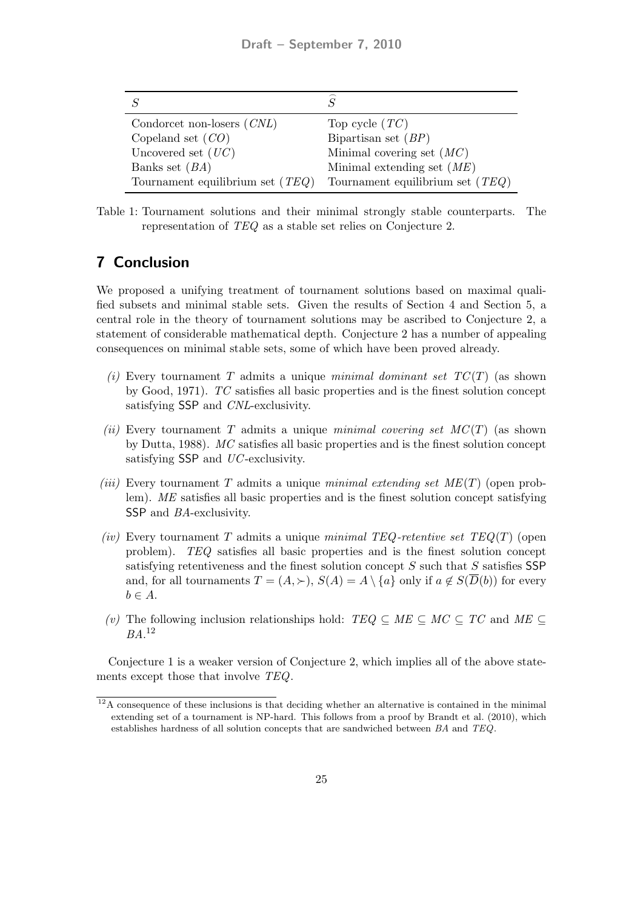| $S$ | $\widehat{S}$ |
|---|---|
| Condorcet non-losers ($CNL$) | Top cycle ($TC$) |
| Copeland set ($CO$) | Bipartisan set ($BP$) |
| Uncovered set ($UC$) | Minimal covering set ($MC$) |
| Banks set ($BA$) | Minimal extending set ($ME$) |
| Tournament equilibrium set ($TEQ$) | Tournament equilibrium set ($TEQ$) |

Table 1: Tournament solutions and their minimal strongly stable counterparts. The representation of $TEQ$ as a stable set relies on Conjecture 2.

## 7 Conclusion

We proposed a unifying treatment of tournament solutions based on maximal qualified subsets and minimal stable sets. Given the results of Section 4 and Section 5, a central role in the theory of tournament solutions may be ascribed to Conjecture 2, a statement of considerable mathematical depth. Conjecture 2 has a number of appealing consequences on minimal stable sets, some of which have been proved already.

*(i)* Every tournament $T$ admits a unique *minimal dominant set* $TC(T)$ (as shown by Good, 1971). $TC$ satisfies all basic properties and is the finest solution concept satisfying SSP and $CNL$-exclusivity.

*(ii)* Every tournament $T$ admits a unique *minimal covering set* $MC(T)$ (as shown by Dutta, 1988). $MC$ satisfies all basic properties and is the finest solution concept satisfying SSP and $UC$-exclusivity.

*(iii)* Every tournament $T$ admits a unique *minimal extending set* $ME(T)$ (open problem). $ME$ satisfies all basic properties and is the finest solution concept satisfying SSP and $BA$-exclusivity.

*(iv)* Every tournament $T$ admits a unique *minimal TEQ-retentive set* $TEQ(T)$ (open problem). $TEQ$ satisfies all basic properties and is the finest solution concept satisfying retentiveness and the finest solution concept $S$ such that $S$ satisfies SSP and, for all tournaments $T = (A, \succ)$, $S(A) = A \setminus \{a\}$ only if $a \notin S(\overline{D}(b))$ for every $b \in A$.

*(v)* The following inclusion relationships hold: $TEQ \subseteq ME \subseteq MC \subseteq TC$ and $ME \subseteq BA$.[12]

Conjecture 1 is a weaker version of Conjecture 2, which implies all of the above statements except those that involve $TEQ$.

[12] A consequence of these inclusions is that deciding whether an alternative is contained in the minimal extending set of a tournament is NP-hard. This follows from a proof by Brandt et al. (2010), which establishes hardness of all solution concepts that are sandwiched between $BA$ and $TEQ$.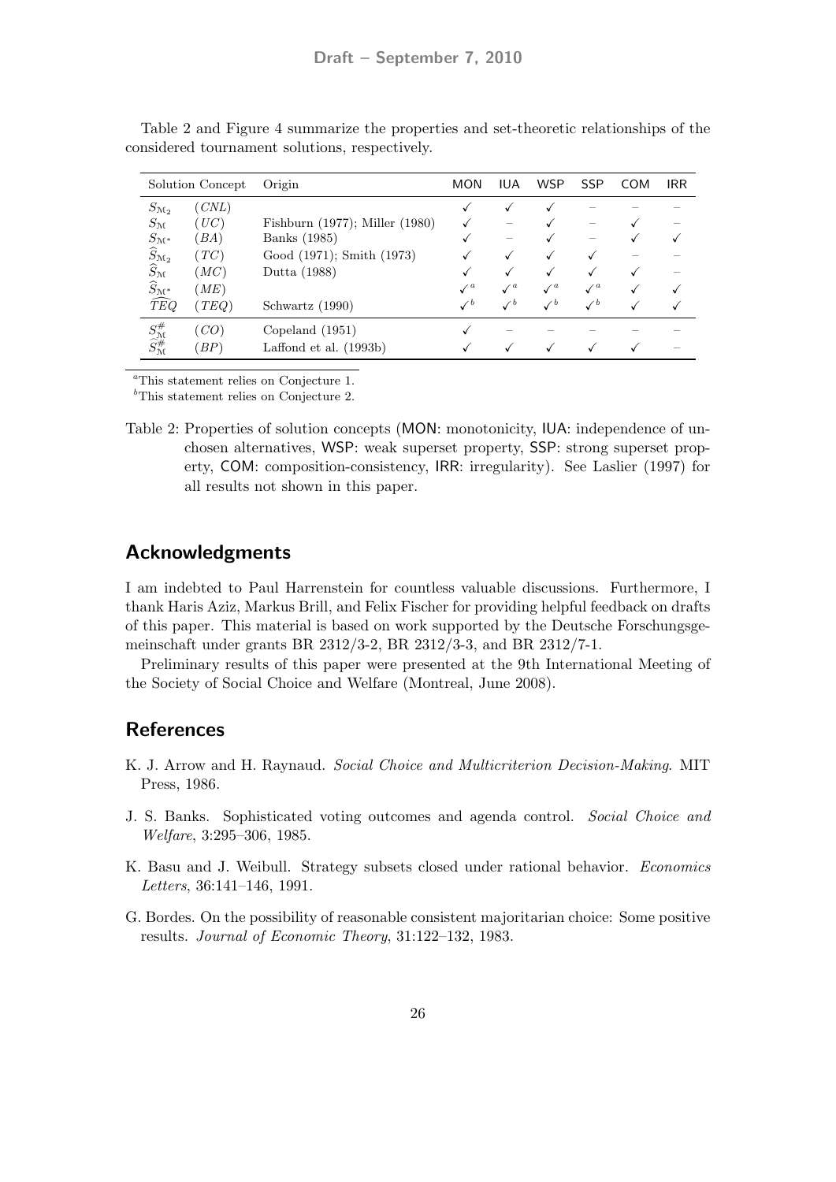Table 2 and Figure 4 summarize the properties and set-theoretic relationships of the considered tournament solutions, respectively.

| Solution Concept | | Origin | MON | IUA | WSP | SSP | COM | IRR |
|---|---|---|---|---|---|---|---|---|
| $S_{\mathbb{M}_2}$ | $(CNL)$ | | ✓ | ✓ | ✓ | – | – | – |
| $S_{\mathbb{M}}$ | $(UC)$ | Fishburn (1977); Miller (1980) | ✓ | – | ✓ | – | ✓ | – |
| $S_{\mathbb{M}^*}$ | $(BA)$ | Banks (1985) | ✓ | – | ✓ | – | ✓ | ✓ |
| $\widehat{S}_{\mathbb{M}_2}$ | $(TC)$ | Good (1971); Smith (1973) | ✓ | ✓ | ✓ | ✓ | – | – |
| $\widehat{S}_{\mathbb{M}}$ | $(MC)$ | Dutta (1988) | ✓ | ✓ | ✓ | ✓ | ✓ | – |
| $\widehat{S}_{\mathbb{M}^*}$ | $(ME)$ | | ✓[a] | ✓[a] | ✓[a] | ✓[a] | ✓ | ✓ |
| $\widehat{TEQ}$ | $(TEQ)$ | Schwartz (1990) | ✓[b] | ✓[b] | ✓[b] | ✓[b] | ✓ | ✓ |
| $S^{\#}_{\mathbb{M}}$ | $(CO)$ | Copeland (1951) | ✓ | – | – | – | – | – |
| $\widehat{S}^{\#}_{\mathbb{M}}$ | $(BP)$ | Laffond et al. (1993b) | ✓ | ✓ | ✓ | ✓ | ✓ | – |

[a]This statement relies on Conjecture 1.

[b]This statement relies on Conjecture 2.

Table 2: Properties of solution concepts (MON: monotonicity, IUA: independence of unchosen alternatives, WSP: weak superset property, SSP: strong superset property, COM: composition-consistency, IRR: irregularity). See Laslier (1997) for all results not shown in this paper.

## Acknowledgments

I am indebted to Paul Harrenstein for countless valuable discussions. Furthermore, I thank Haris Aziz, Markus Brill, and Felix Fischer for providing helpful feedback on drafts of this paper. This material is based on work supported by the Deutsche Forschungsgemeinschaft under grants BR 2312/3-2, BR 2312/3-3, and BR 2312/7-1.

Preliminary results of this paper were presented at the 9th International Meeting of the Society of Social Choice and Welfare (Montreal, June 2008).

## References

K. J. Arrow and H. Raynaud. *Social Choice and Multicriterion Decision-Making*. MIT Press, 1986.

J. S. Banks. Sophisticated voting outcomes and agenda control. *Social Choice and Welfare*, 3:295–306, 1985.

K. Basu and J. Weibull. Strategy subsets closed under rational behavior. *Economics Letters*, 36:141–146, 1991.

G. Bordes. On the possibility of reasonable consistent majoritarian choice: Some positive results. *Journal of Economic Theory*, 31:122–132, 1983.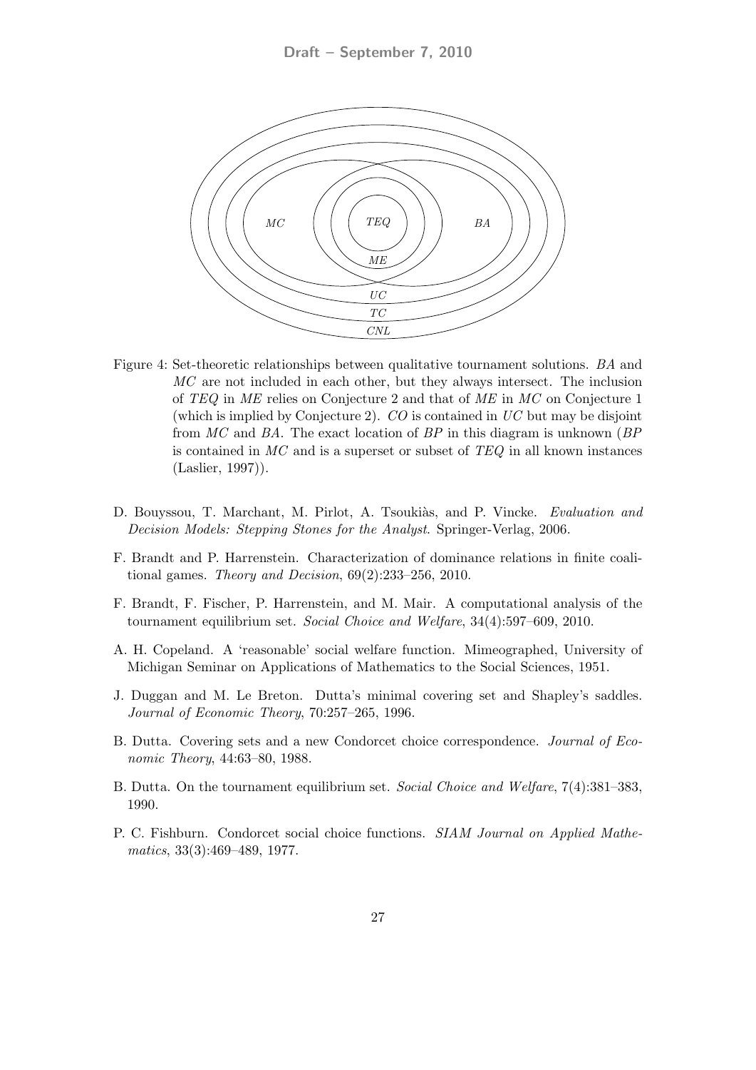Figure 4: Set-theoretic relationships between qualitative tournament solutions. *BA* and *MC* are not included in each other, but they always intersect. The inclusion of *TEQ* in *ME* relies on Conjecture 2 and that of *ME* in *MC* on Conjecture 1 (which is implied by Conjecture 2). *CO* is contained in *UC* but may be disjoint from *MC* and *BA*. The exact location of *BP* in this diagram is unknown (*BP* is contained in *MC* and is a superset or subset of *TEQ* in all known instances (Laslier, 1997)).

D. Bouyssou, T. Marchant, M. Pirlot, A. Tsoukiàs, and P. Vincke. *Evaluation and Decision Models: Stepping Stones for the Analyst*. Springer-Verlag, 2006.

F. Brandt and P. Harrenstein. Characterization of dominance relations in finite coalitional games. *Theory and Decision*, 69(2):233–256, 2010.

F. Brandt, F. Fischer, P. Harrenstein, and M. Mair. A computational analysis of the tournament equilibrium set. *Social Choice and Welfare*, 34(4):597–609, 2010.

A. H. Copeland. A 'reasonable' social welfare function. Mimeographed, University of Michigan Seminar on Applications of Mathematics to the Social Sciences, 1951.

J. Duggan and M. Le Breton. Dutta's minimal covering set and Shapley's saddles. *Journal of Economic Theory*, 70:257–265, 1996.

B. Dutta. Covering sets and a new Condorcet choice correspondence. *Journal of Economic Theory*, 44:63–80, 1988.

B. Dutta. On the tournament equilibrium set. *Social Choice and Welfare*, 7(4):381–383, 1990.

P. C. Fishburn. Condorcet social choice functions. *SIAM Journal on Applied Mathematics*, 33(3):469–489, 1977.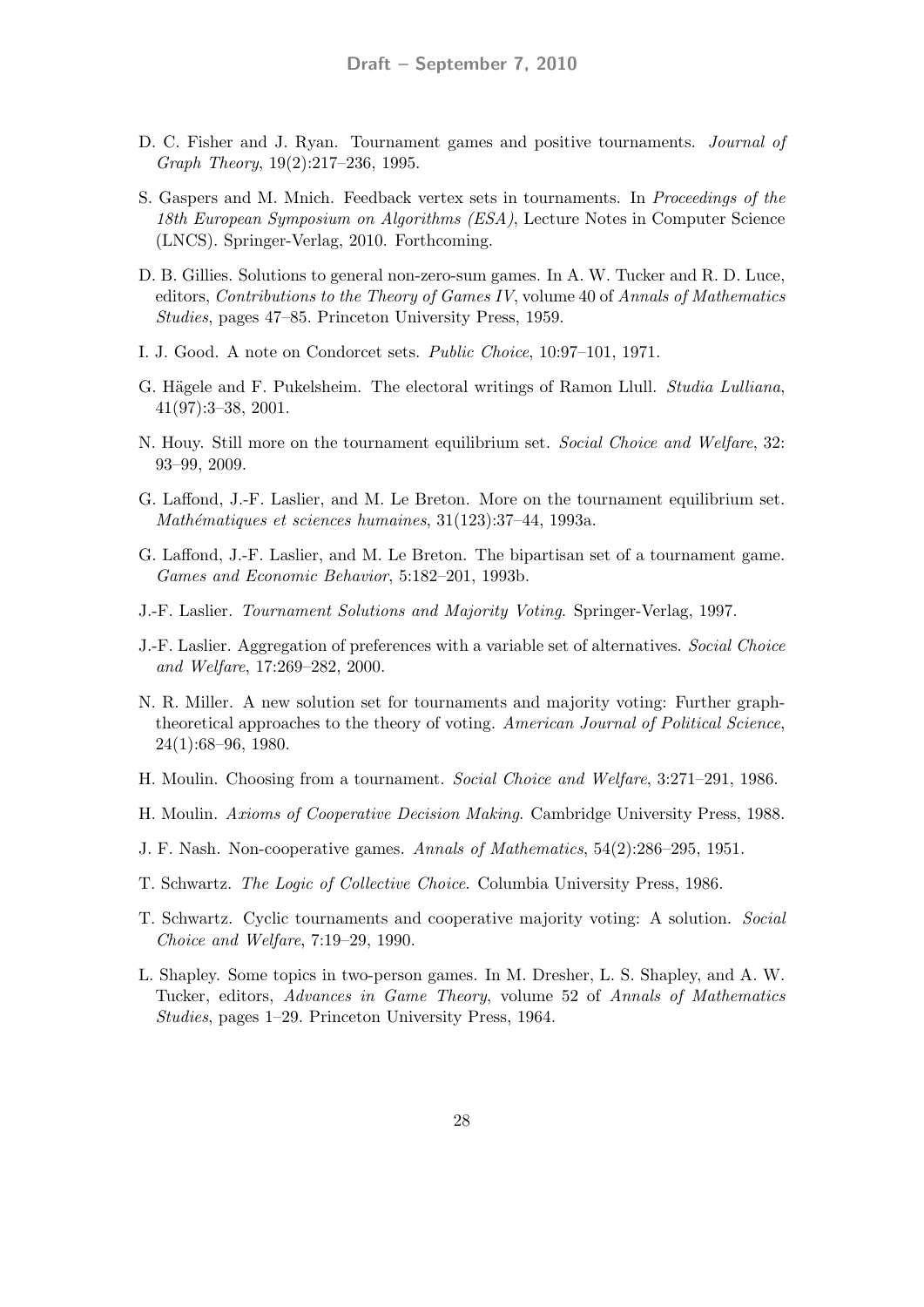D. C. Fisher and J. Ryan. Tournament games and positive tournaments. *Journal of Graph Theory*, 19(2):217–236, 1995.

S. Gaspers and M. Mnich. Feedback vertex sets in tournaments. In *Proceedings of the 18th European Symposium on Algorithms (ESA)*, Lecture Notes in Computer Science (LNCS). Springer-Verlag, 2010. Forthcoming.

D. B. Gillies. Solutions to general non-zero-sum games. In A. W. Tucker and R. D. Luce, editors, *Contributions to the Theory of Games IV*, volume 40 of *Annals of Mathematics Studies*, pages 47–85. Princeton University Press, 1959.

I. J. Good. A note on Condorcet sets. *Public Choice*, 10:97–101, 1971.

G. Hägele and F. Pukelsheim. The electoral writings of Ramon Llull. *Studia Lulliana*, 41(97):3–38, 2001.

N. Houy. Still more on the tournament equilibrium set. *Social Choice and Welfare*, 32: 93–99, 2009.

G. Laffond, J.-F. Laslier, and M. Le Breton. More on the tournament equilibrium set. *Mathématiques et sciences humaines*, 31(123):37–44, 1993a.

G. Laffond, J.-F. Laslier, and M. Le Breton. The bipartisan set of a tournament game. *Games and Economic Behavior*, 5:182–201, 1993b.

J.-F. Laslier. *Tournament Solutions and Majority Voting*. Springer-Verlag, 1997.

J.-F. Laslier. Aggregation of preferences with a variable set of alternatives. *Social Choice and Welfare*, 17:269–282, 2000.

N. R. Miller. A new solution set for tournaments and majority voting: Further graph-theoretical approaches to the theory of voting. *American Journal of Political Science*, 24(1):68–96, 1980.

H. Moulin. Choosing from a tournament. *Social Choice and Welfare*, 3:271–291, 1986.

H. Moulin. *Axioms of Cooperative Decision Making*. Cambridge University Press, 1988.

J. F. Nash. Non-cooperative games. *Annals of Mathematics*, 54(2):286–295, 1951.

T. Schwartz. *The Logic of Collective Choice*. Columbia University Press, 1986.

T. Schwartz. Cyclic tournaments and cooperative majority voting: A solution. *Social Choice and Welfare*, 7:19–29, 1990.

L. Shapley. Some topics in two-person games. In M. Dresher, L. S. Shapley, and A. W. Tucker, editors, *Advances in Game Theory*, volume 52 of *Annals of Mathematics Studies*, pages 1–29. Princeton University Press, 1964.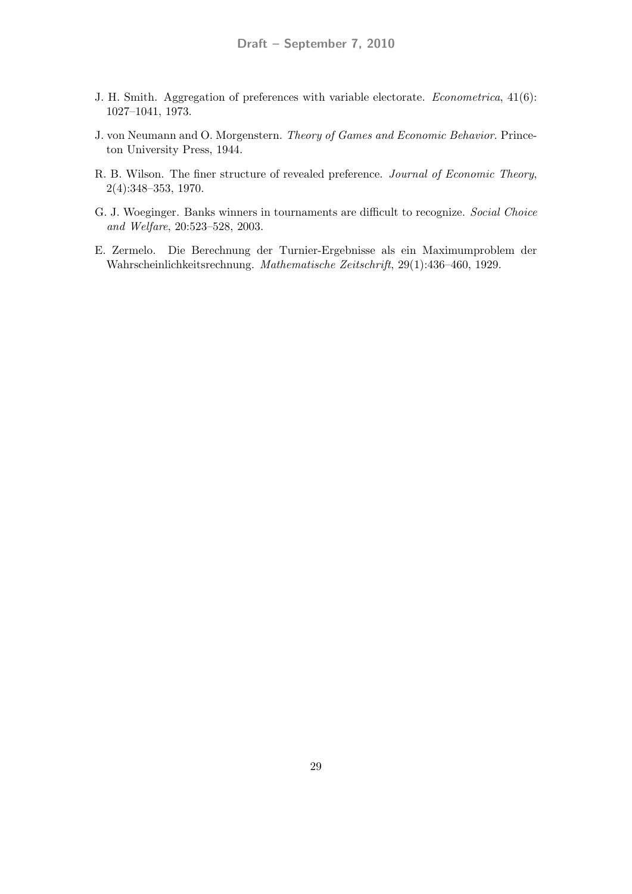J. H. Smith. Aggregation of preferences with variable electorate. *Econometrica*, 41(6): 1027–1041, 1973.

J. von Neumann and O. Morgenstern. *Theory of Games and Economic Behavior*. Princeton University Press, 1944.

R. B. Wilson. The finer structure of revealed preference. *Journal of Economic Theory*, 2(4):348–353, 1970.

G. J. Woeginger. Banks winners in tournaments are difficult to recognize. *Social Choice and Welfare*, 20:523–528, 2003.

E. Zermelo. Die Berechnung der Turnier-Ergebnisse als ein Maximumproblem der Wahrscheinlichkeitsrechnung. *Mathematische Zeitschrift*, 29(1):436–460, 1929.